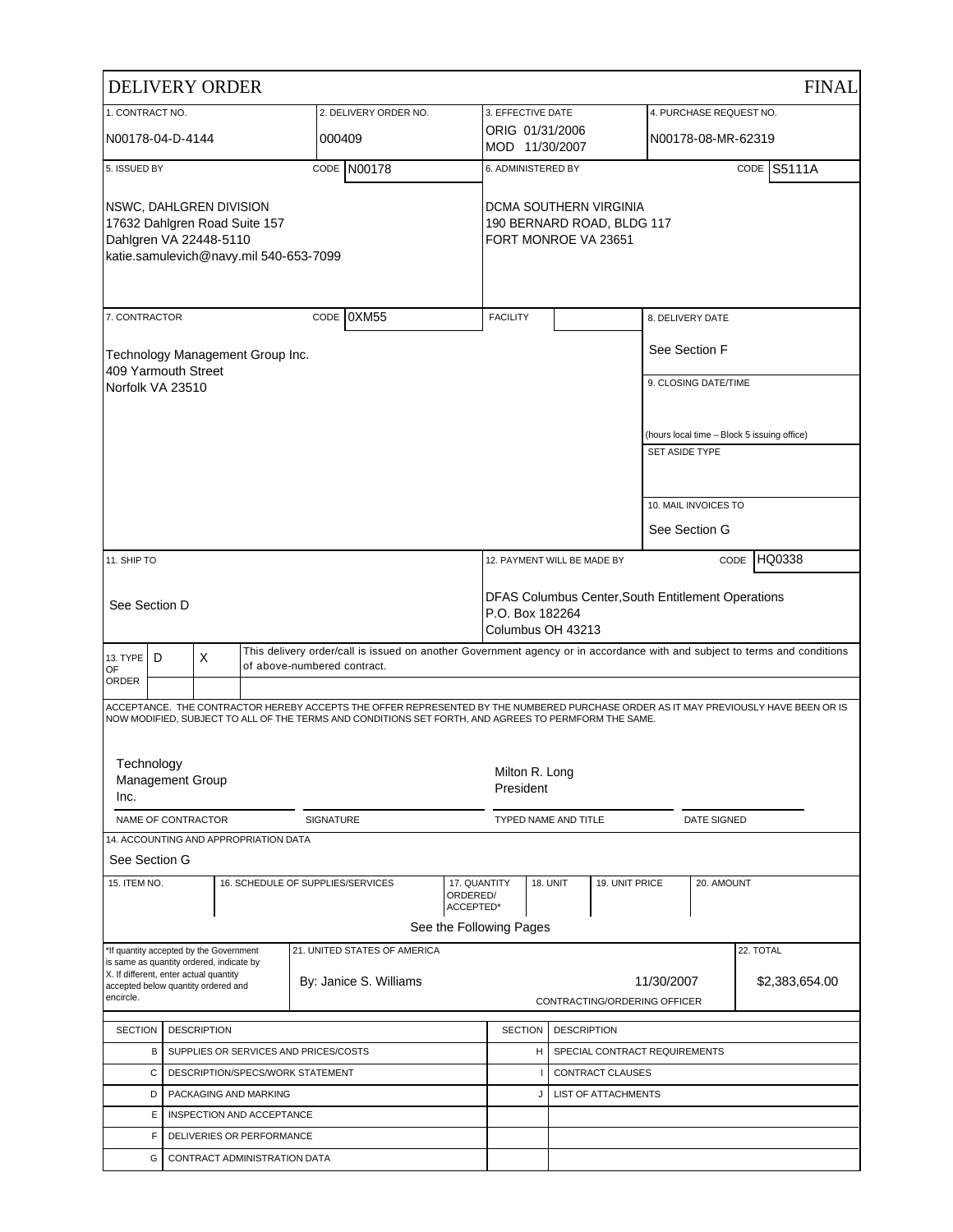# DELIVERY ORDER — FINAL

| 1. CONTRACT NO. | 2. DELIVERY ORDER NO. | 3. EFFECTIVE DATE | 4. PURCHASE REQUEST NO. |
|---|---|---|---|
| N00178-04-D-4144 | 000409 | ORIG 01/31/2006<br>MOD 11/30/2007 | N00178-08-MR-62319 |

| 5. ISSUED BY CODE N00178 | 6. ADMINISTERED BY CODE S5111A |
|---|---|
| NSWC, DAHLGREN DIVISION<br>17632 Dahlgren Road Suite 157<br>Dahlgren VA 22448-5110<br>katie.samulevich@navy.mil 540-653-7099 | DCMA SOUTHERN VIRGINIA<br>190 BERNARD ROAD, BLDG 117<br>FORT MONROE VA 23651 |

| 7. CONTRACTOR CODE 0XM55 | FACILITY | |
|---|---|---|
| Technology Management Group Inc.<br>409 Yarmouth Street<br>Norfolk VA 23510 | | 8. DELIVERY DATE: See Section F<br>9. CLOSING DATE/TIME: (hours local time – Block 5 issuing office)<br>SET ASIDE TYPE:<br>10. MAIL INVOICES TO: See Section G |

| 11. SHIP TO | 12. PAYMENT WILL BE MADE BY CODE HQ0338 |
|---|---|
| See Section D | DFAS Columbus Center,South Entitlement Operations<br>P.O. Box 182264<br>Columbus OH 43213 |

13. TYPE OF ORDER: D — X — This delivery order/call is issued on another Government agency or in accordance with and subject to terms and conditions of above-numbered contract.

ACCEPTANCE. THE CONTRACTOR HEREBY ACCEPTS THE OFFER REPRESENTED BY THE NUMBERED PURCHASE ORDER AS IT MAY PREVIOUSLY HAVE BEEN OR IS NOW MODIFIED, SUBJECT TO ALL OF THE TERMS AND CONDITIONS SET FORTH, AND AGREES TO PERMFORM THE SAME.

| NAME OF CONTRACTOR | SIGNATURE | TYPED NAME AND TITLE | DATE SIGNED |
|---|---|---|---|
| Technology Management Group Inc. | | Milton R. Long<br>President | |

14. ACCOUNTING AND APPROPRIATION DATA

See Section G

| 15. ITEM NO. | 16. SCHEDULE OF SUPPLIES/SERVICES | 17. QUANTITY ORDERED/ ACCEPTED* | 18. UNIT | 19. UNIT PRICE | 20. AMOUNT |
|---|---|---|---|---|---|
| | See the Following Pages | | | | |

*If quantity accepted by the Government is same as quantity ordered, indicate by X. If different, enter actual quantity accepted below quantity ordered and encircle.

21. UNITED STATES OF AMERICA

By: Janice S. Williams — 11/30/2007 — CONTRACTING/ORDERING OFFICER

22. TOTAL: $2,383,654.00

| SECTION | DESCRIPTION | SECTION | DESCRIPTION |
|---|---|---|---|
| B | SUPPLIES OR SERVICES AND PRICES/COSTS | H | SPECIAL CONTRACT REQUIREMENTS |
| C | DESCRIPTION/SPECS/WORK STATEMENT | I | CONTRACT CLAUSES |
| D | PACKAGING AND MARKING | J | LIST OF ATTACHMENTS |
| E | INSPECTION AND ACCEPTANCE | | |
| F | DELIVERIES OR PERFORMANCE | | |
| G | CONTRACT ADMINISTRATION DATA | | |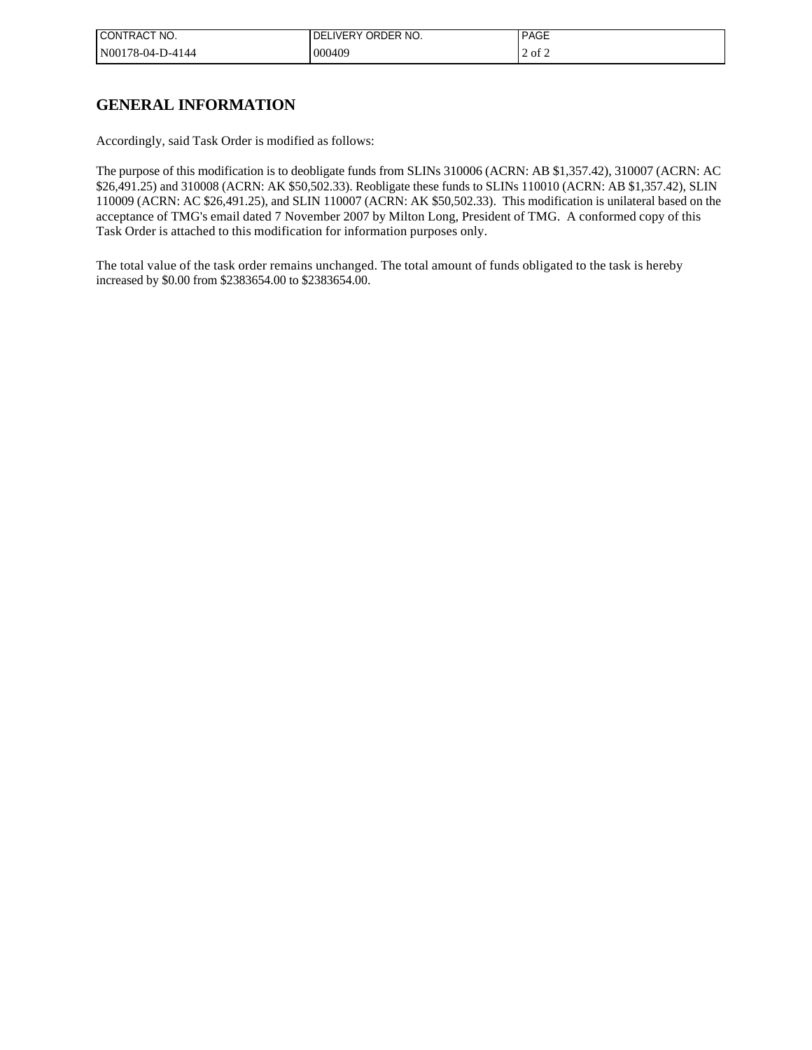# GENERAL INFORMATION

Accordingly, said Task Order is modified as follows:

The purpose of this modification is to deobligate funds from SLINs 310006 (ACRN: AB $1,357.42), 310007 (ACRN: AC $26,491.25) and 310008 (ACRN: AK $50,502.33). Reobligate these funds to SLINs 110010 (ACRN: AB $1,357.42), SLIN 110009 (ACRN: AC $26,491.25), and SLIN 110007 (ACRN: AK $50,502.33). This modification is unilateral based on the acceptance of TMG's email dated 7 November 2007 by Milton Long, President of TMG. A conformed copy of this Task Order is attached to this modification for information purposes only.

The total value of the task order remains unchanged. The total amount of funds obligated to the task is hereby increased by $0.00 from $2383654.00 to $2383654.00.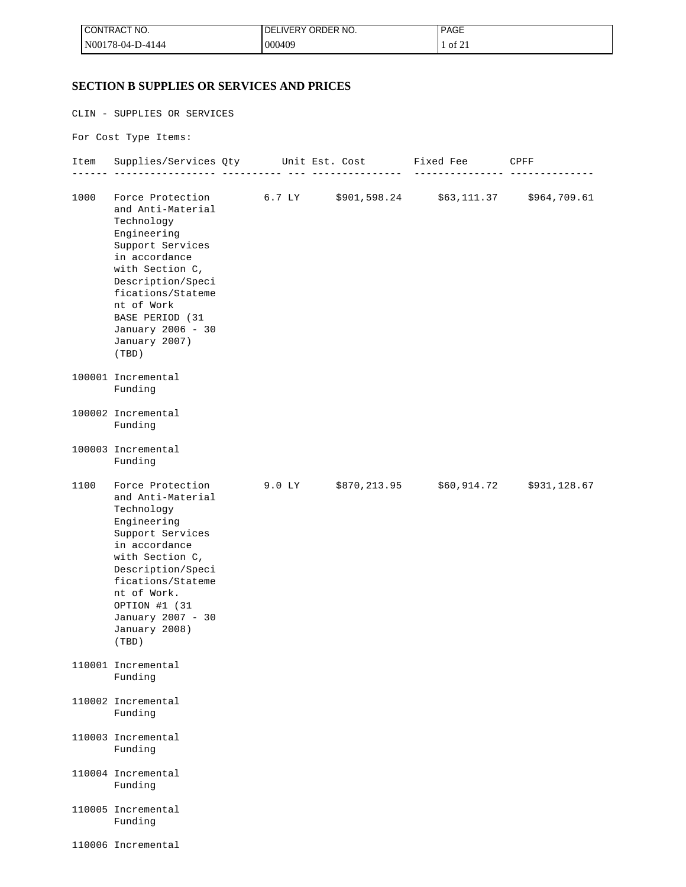## SECTION B SUPPLIES OR SERVICES AND PRICES

CLIN - SUPPLIES OR SERVICES

For Cost Type Items:

| Item | Supplies/Services | Qty | Unit | Est. Cost | Fixed Fee | CPFF |
|---|---|---|---|---|---|---|
| 1000 | Force Protection and Anti-Material Technology Engineering Support Services in accordance with Section C, Description/Specifications/Statement of Work BASE PERIOD (31 January 2006 - 30 January 2007) (TBD) | 6.7 | LY | $901,598.24 | $63,111.37 | $964,709.61 |
| 100001 | Incremental Funding | | | | | |
| 100002 | Incremental Funding | | | | | |
| 100003 | Incremental Funding | | | | | |
| 1100 | Force Protection and Anti-Material Technology Engineering Support Services in accordance with Section C, Description/Specifications/Statement of Work. OPTION #1 (31 January 2007 - 30 January 2008) (TBD) | 9.0 | LY | $870,213.95 | $60,914.72 | $931,128.67 |
| 110001 | Incremental Funding | | | | | |
| 110002 | Incremental Funding | | | | | |
| 110003 | Incremental Funding | | | | | |
| 110004 | Incremental Funding | | | | | |
| 110005 | Incremental Funding | | | | | |
| 110006 | Incremental | | | | | |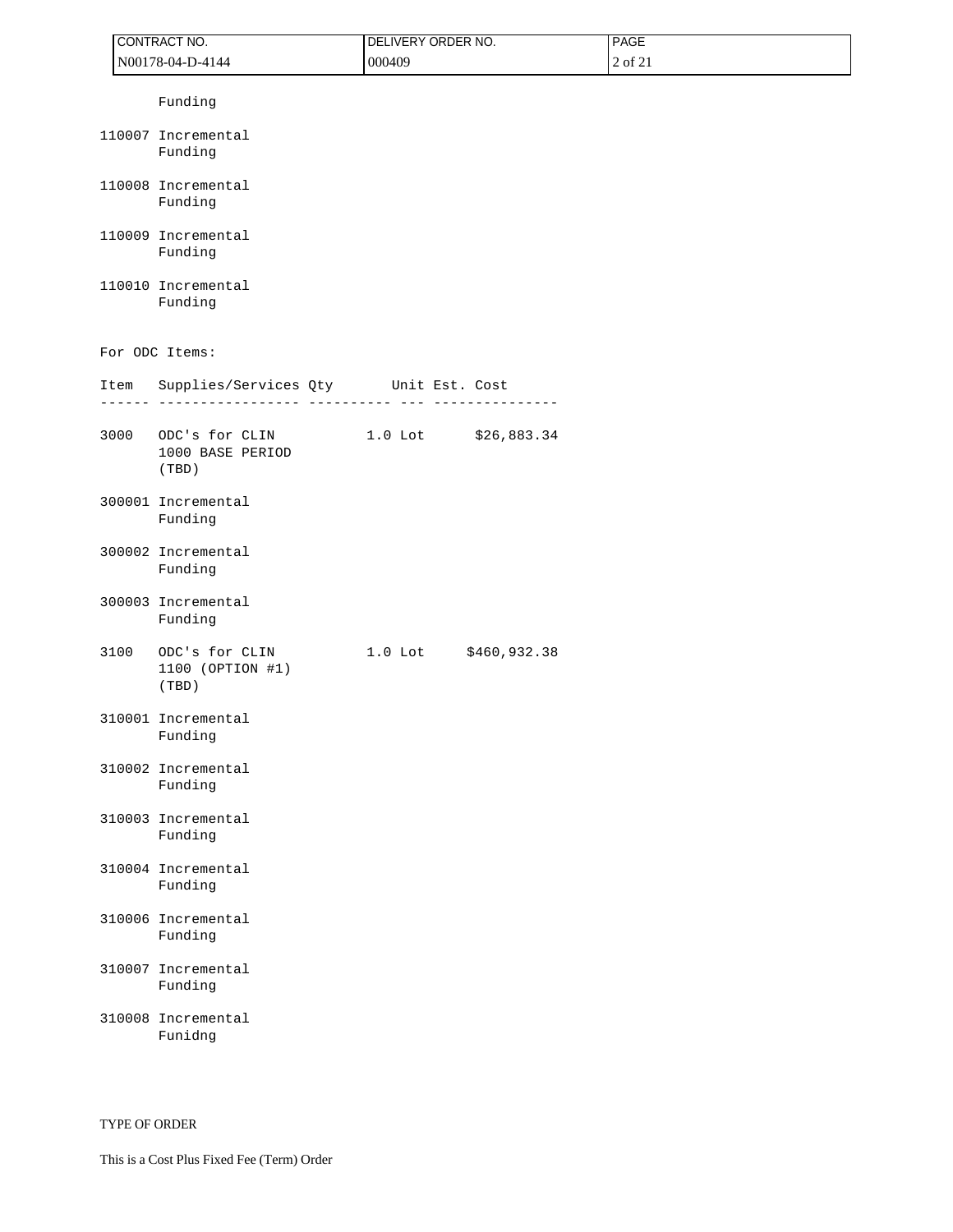Funding

| Item | Supplies/Services | Qty | Unit | Est. Cost |
|---|---|---|---|---|
| 110007 | Incremental Funding | | | |
| 110008 | Incremental Funding | | | |
| 110009 | Incremental Funding | | | |
| 110010 | Incremental Funding | | | |

For ODC Items:

| Item | Supplies/Services | Qty | Unit | Est. Cost |
|---|---|---|---|---|
| 3000 | ODC's for CLIN 1000 BASE PERIOD (TBD) | 1.0 | Lot | $26,883.34 |
| 300001 | Incremental Funding | | | |
| 300002 | Incremental Funding | | | |
| 300003 | Incremental Funding | | | |
| 3100 | ODC's for CLIN 1100 (OPTION #1) (TBD) | 1.0 | Lot | $460,932.38 |
| 310001 | Incremental Funding | | | |
| 310002 | Incremental Funding | | | |
| 310003 | Incremental Funding | | | |
| 310004 | Incremental Funding | | | |
| 310006 | Incremental Funding | | | |
| 310007 | Incremental Funding | | | |
| 310008 | Incremental Funidng | | | |

TYPE OF ORDER

This is a Cost Plus Fixed Fee (Term) Order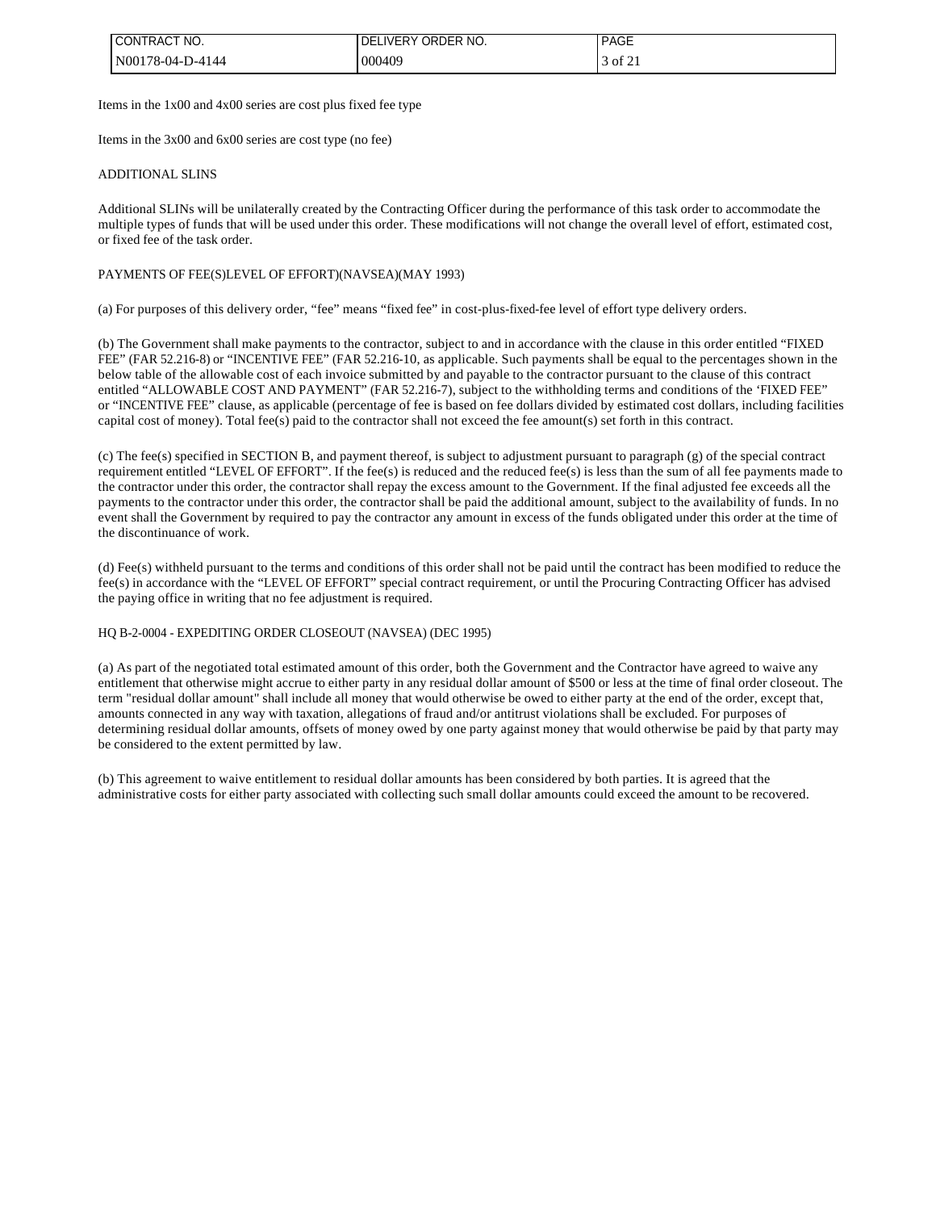Items in the 1x00 and 4x00 series are cost plus fixed fee type

Items in the 3x00 and 6x00 series are cost type (no fee)

ADDITIONAL SLINS

Additional SLINs will be unilaterally created by the Contracting Officer during the performance of this task order to accommodate the multiple types of funds that will be used under this order. These modifications will not change the overall level of effort, estimated cost, or fixed fee of the task order.

PAYMENTS OF FEE(S)LEVEL OF EFFORT)(NAVSEA)(MAY 1993)

(a) For purposes of this delivery order, "fee" means "fixed fee" in cost-plus-fixed-fee level of effort type delivery orders.

(b) The Government shall make payments to the contractor, subject to and in accordance with the clause in this order entitled "FIXED FEE" (FAR 52.216-8) or "INCENTIVE FEE" (FAR 52.216-10, as applicable. Such payments shall be equal to the percentages shown in the below table of the allowable cost of each invoice submitted by and payable to the contractor pursuant to the clause of this contract entitled "ALLOWABLE COST AND PAYMENT" (FAR 52.216-7), subject to the withholding terms and conditions of the 'FIXED FEE" or "INCENTIVE FEE" clause, as applicable (percentage of fee is based on fee dollars divided by estimated cost dollars, including facilities capital cost of money). Total fee(s) paid to the contractor shall not exceed the fee amount(s) set forth in this contract.

(c) The fee(s) specified in SECTION B, and payment thereof, is subject to adjustment pursuant to paragraph (g) of the special contract requirement entitled "LEVEL OF EFFORT". If the fee(s) is reduced and the reduced fee(s) is less than the sum of all fee payments made to the contractor under this order, the contractor shall repay the excess amount to the Government. If the final adjusted fee exceeds all the payments to the contractor under this order, the contractor shall be paid the additional amount, subject to the availability of funds. In no event shall the Government by required to pay the contractor any amount in excess of the funds obligated under this order at the time of the discontinuance of work.

(d) Fee(s) withheld pursuant to the terms and conditions of this order shall not be paid until the contract has been modified to reduce the fee(s) in accordance with the "LEVEL OF EFFORT" special contract requirement, or until the Procuring Contracting Officer has advised the paying office in writing that no fee adjustment is required.

HQ B-2-0004 - EXPEDITING ORDER CLOSEOUT (NAVSEA) (DEC 1995)

(a) As part of the negotiated total estimated amount of this order, both the Government and the Contractor have agreed to waive any entitlement that otherwise might accrue to either party in any residual dollar amount of $500 or less at the time of final order closeout. The term "residual dollar amount" shall include all money that would otherwise be owed to either party at the end of the order, except that, amounts connected in any way with taxation, allegations of fraud and/or antitrust violations shall be excluded. For purposes of determining residual dollar amounts, offsets of money owed by one party against money that would otherwise be paid by that party may be considered to the extent permitted by law.

(b) This agreement to waive entitlement to residual dollar amounts has been considered by both parties. It is agreed that the administrative costs for either party associated with collecting such small dollar amounts could exceed the amount to be recovered.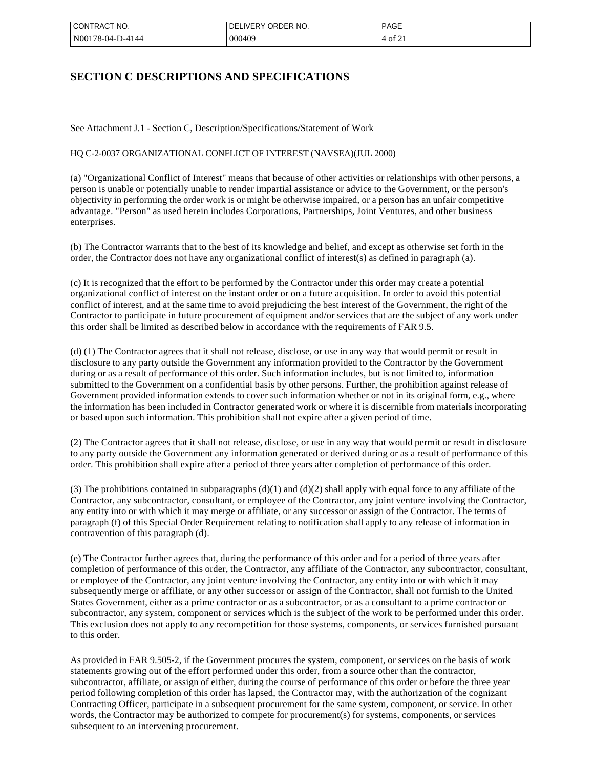# SECTION C DESCRIPTIONS AND SPECIFICATIONS

See Attachment J.1 - Section C, Description/Specifications/Statement of Work

HQ C-2-0037 ORGANIZATIONAL CONFLICT OF INTEREST (NAVSEA)(JUL 2000)

(a) "Organizational Conflict of Interest" means that because of other activities or relationships with other persons, a person is unable or potentially unable to render impartial assistance or advice to the Government, or the person's objectivity in performing the order work is or might be otherwise impaired, or a person has an unfair competitive advantage. "Person" as used herein includes Corporations, Partnerships, Joint Ventures, and other business enterprises.

(b) The Contractor warrants that to the best of its knowledge and belief, and except as otherwise set forth in the order, the Contractor does not have any organizational conflict of interest(s) as defined in paragraph (a).

(c) It is recognized that the effort to be performed by the Contractor under this order may create a potential organizational conflict of interest on the instant order or on a future acquisition. In order to avoid this potential conflict of interest, and at the same time to avoid prejudicing the best interest of the Government, the right of the Contractor to participate in future procurement of equipment and/or services that are the subject of any work under this order shall be limited as described below in accordance with the requirements of FAR 9.5.

(d) (1) The Contractor agrees that it shall not release, disclose, or use in any way that would permit or result in disclosure to any party outside the Government any information provided to the Contractor by the Government during or as a result of performance of this order. Such information includes, but is not limited to, information submitted to the Government on a confidential basis by other persons. Further, the prohibition against release of Government provided information extends to cover such information whether or not in its original form, e.g., where the information has been included in Contractor generated work or where it is discernible from materials incorporating or based upon such information. This prohibition shall not expire after a given period of time.

(2) The Contractor agrees that it shall not release, disclose, or use in any way that would permit or result in disclosure to any party outside the Government any information generated or derived during or as a result of performance of this order. This prohibition shall expire after a period of three years after completion of performance of this order.

(3) The prohibitions contained in subparagraphs (d)(1) and (d)(2) shall apply with equal force to any affiliate of the Contractor, any subcontractor, consultant, or employee of the Contractor, any joint venture involving the Contractor, any entity into or with which it may merge or affiliate, or any successor or assign of the Contractor. The terms of paragraph (f) of this Special Order Requirement relating to notification shall apply to any release of information in contravention of this paragraph (d).

(e) The Contractor further agrees that, during the performance of this order and for a period of three years after completion of performance of this order, the Contractor, any affiliate of the Contractor, any subcontractor, consultant, or employee of the Contractor, any joint venture involving the Contractor, any entity into or with which it may subsequently merge or affiliate, or any other successor or assign of the Contractor, shall not furnish to the United States Government, either as a prime contractor or as a subcontractor, or as a consultant to a prime contractor or subcontractor, any system, component or services which is the subject of the work to be performed under this order. This exclusion does not apply to any recompetition for those systems, components, or services furnished pursuant to this order.

As provided in FAR 9.505-2, if the Government procures the system, component, or services on the basis of work statements growing out of the effort performed under this order, from a source other than the contractor, subcontractor, affiliate, or assign of either, during the course of performance of this order or before the three year period following completion of this order has lapsed, the Contractor may, with the authorization of the cognizant Contracting Officer, participate in a subsequent procurement for the same system, component, or service. In other words, the Contractor may be authorized to compete for procurement(s) for systems, components, or services subsequent to an intervening procurement.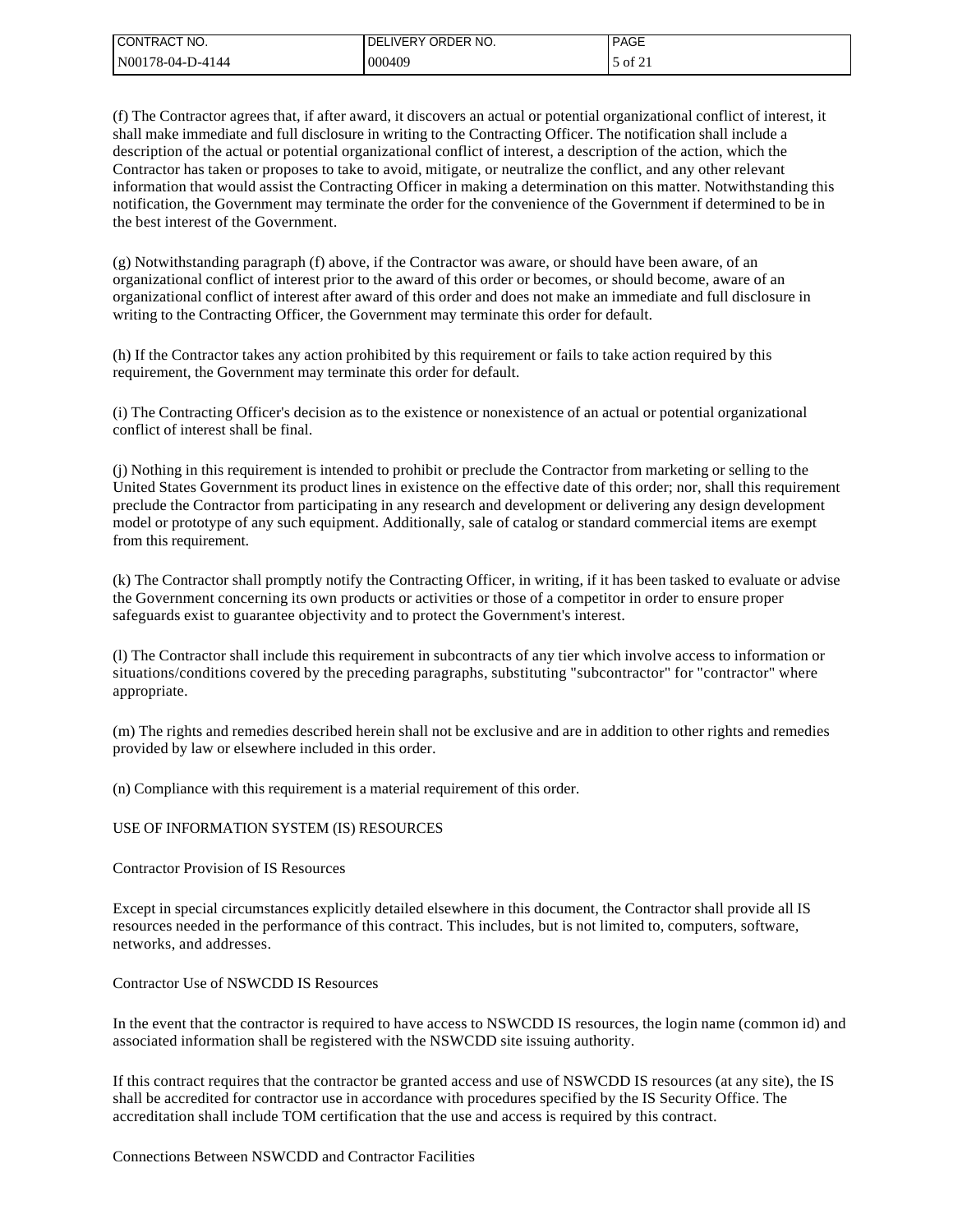(f) The Contractor agrees that, if after award, it discovers an actual or potential organizational conflict of interest, it shall make immediate and full disclosure in writing to the Contracting Officer. The notification shall include a description of the actual or potential organizational conflict of interest, a description of the action, which the Contractor has taken or proposes to take to avoid, mitigate, or neutralize the conflict, and any other relevant information that would assist the Contracting Officer in making a determination on this matter. Notwithstanding this notification, the Government may terminate the order for the convenience of the Government if determined to be in the best interest of the Government.

(g) Notwithstanding paragraph (f) above, if the Contractor was aware, or should have been aware, of an organizational conflict of interest prior to the award of this order or becomes, or should become, aware of an organizational conflict of interest after award of this order and does not make an immediate and full disclosure in writing to the Contracting Officer, the Government may terminate this order for default.

(h) If the Contractor takes any action prohibited by this requirement or fails to take action required by this requirement, the Government may terminate this order for default.

(i) The Contracting Officer's decision as to the existence or nonexistence of an actual or potential organizational conflict of interest shall be final.

(j) Nothing in this requirement is intended to prohibit or preclude the Contractor from marketing or selling to the United States Government its product lines in existence on the effective date of this order; nor, shall this requirement preclude the Contractor from participating in any research and development or delivering any design development model or prototype of any such equipment. Additionally, sale of catalog or standard commercial items are exempt from this requirement.

(k) The Contractor shall promptly notify the Contracting Officer, in writing, if it has been tasked to evaluate or advise the Government concerning its own products or activities or those of a competitor in order to ensure proper safeguards exist to guarantee objectivity and to protect the Government's interest.

(l) The Contractor shall include this requirement in subcontracts of any tier which involve access to information or situations/conditions covered by the preceding paragraphs, substituting "subcontractor" for "contractor" where appropriate.

(m) The rights and remedies described herein shall not be exclusive and are in addition to other rights and remedies provided by law or elsewhere included in this order.

(n) Compliance with this requirement is a material requirement of this order.

USE OF INFORMATION SYSTEM (IS) RESOURCES

Contractor Provision of IS Resources

Except in special circumstances explicitly detailed elsewhere in this document, the Contractor shall provide all IS resources needed in the performance of this contract. This includes, but is not limited to, computers, software, networks, and addresses.

Contractor Use of NSWCDD IS Resources

In the event that the contractor is required to have access to NSWCDD IS resources, the login name (common id) and associated information shall be registered with the NSWCDD site issuing authority.

If this contract requires that the contractor be granted access and use of NSWCDD IS resources (at any site), the IS shall be accredited for contractor use in accordance with procedures specified by the IS Security Office. The accreditation shall include TOM certification that the use and access is required by this contract.

Connections Between NSWCDD and Contractor Facilities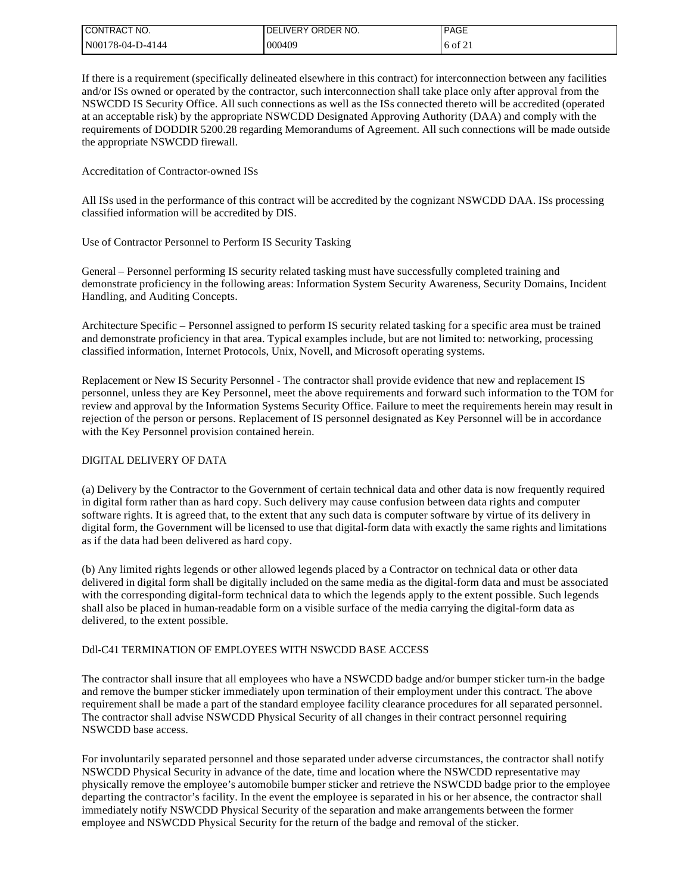If there is a requirement (specifically delineated elsewhere in this contract) for interconnection between any facilities and/or ISs owned or operated by the contractor, such interconnection shall take place only after approval from the NSWCDD IS Security Office. All such connections as well as the ISs connected thereto will be accredited (operated at an acceptable risk) by the appropriate NSWCDD Designated Approving Authority (DAA) and comply with the requirements of DODDIR 5200.28 regarding Memorandums of Agreement. All such connections will be made outside the appropriate NSWCDD firewall.

Accreditation of Contractor-owned ISs

All ISs used in the performance of this contract will be accredited by the cognizant NSWCDD DAA. ISs processing classified information will be accredited by DIS.

Use of Contractor Personnel to Perform IS Security Tasking

General – Personnel performing IS security related tasking must have successfully completed training and demonstrate proficiency in the following areas: Information System Security Awareness, Security Domains, Incident Handling, and Auditing Concepts.

Architecture Specific – Personnel assigned to perform IS security related tasking for a specific area must be trained and demonstrate proficiency in that area. Typical examples include, but are not limited to: networking, processing classified information, Internet Protocols, Unix, Novell, and Microsoft operating systems.

Replacement or New IS Security Personnel - The contractor shall provide evidence that new and replacement IS personnel, unless they are Key Personnel, meet the above requirements and forward such information to the TOM for review and approval by the Information Systems Security Office. Failure to meet the requirements herein may result in rejection of the person or persons. Replacement of IS personnel designated as Key Personnel will be in accordance with the Key Personnel provision contained herein.

DIGITAL DELIVERY OF DATA

(a) Delivery by the Contractor to the Government of certain technical data and other data is now frequently required in digital form rather than as hard copy. Such delivery may cause confusion between data rights and computer software rights. It is agreed that, to the extent that any such data is computer software by virtue of its delivery in digital form, the Government will be licensed to use that digital-form data with exactly the same rights and limitations as if the data had been delivered as hard copy.

(b) Any limited rights legends or other allowed legends placed by a Contractor on technical data or other data delivered in digital form shall be digitally included on the same media as the digital-form data and must be associated with the corresponding digital-form technical data to which the legends apply to the extent possible. Such legends shall also be placed in human-readable form on a visible surface of the media carrying the digital-form data as delivered, to the extent possible.

Ddl-C41 TERMINATION OF EMPLOYEES WITH NSWCDD BASE ACCESS

The contractor shall insure that all employees who have a NSWCDD badge and/or bumper sticker turn-in the badge and remove the bumper sticker immediately upon termination of their employment under this contract. The above requirement shall be made a part of the standard employee facility clearance procedures for all separated personnel. The contractor shall advise NSWCDD Physical Security of all changes in their contract personnel requiring NSWCDD base access.

For involuntarily separated personnel and those separated under adverse circumstances, the contractor shall notify NSWCDD Physical Security in advance of the date, time and location where the NSWCDD representative may physically remove the employee's automobile bumper sticker and retrieve the NSWCDD badge prior to the employee departing the contractor's facility. In the event the employee is separated in his or her absence, the contractor shall immediately notify NSWCDD Physical Security of the separation and make arrangements between the former employee and NSWCDD Physical Security for the return of the badge and removal of the sticker.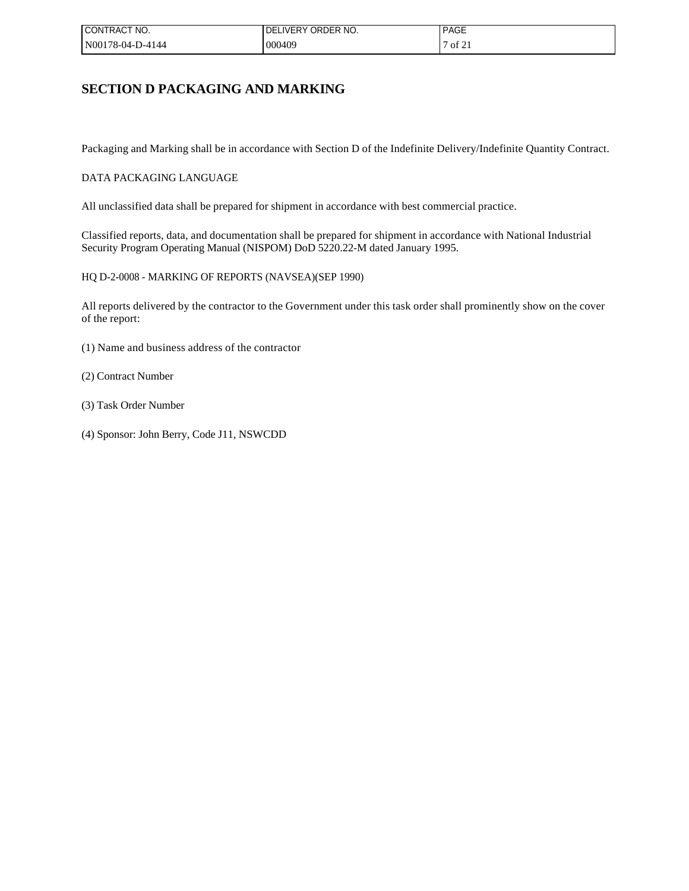# SECTION D PACKAGING AND MARKING

Packaging and Marking shall be in accordance with Section D of the Indefinite Delivery/Indefinite Quantity Contract.

DATA PACKAGING LANGUAGE

All unclassified data shall be prepared for shipment in accordance with best commercial practice.

Classified reports, data, and documentation shall be prepared for shipment in accordance with National Industrial Security Program Operating Manual (NISPOM) DoD 5220.22-M dated January 1995.

HQ D-2-0008 - MARKING OF REPORTS (NAVSEA)(SEP 1990)

All reports delivered by the contractor to the Government under this task order shall prominently show on the cover of the report:

(1) Name and business address of the contractor

(2) Contract Number

(3) Task Order Number

(4) Sponsor: John Berry, Code J11, NSWCDD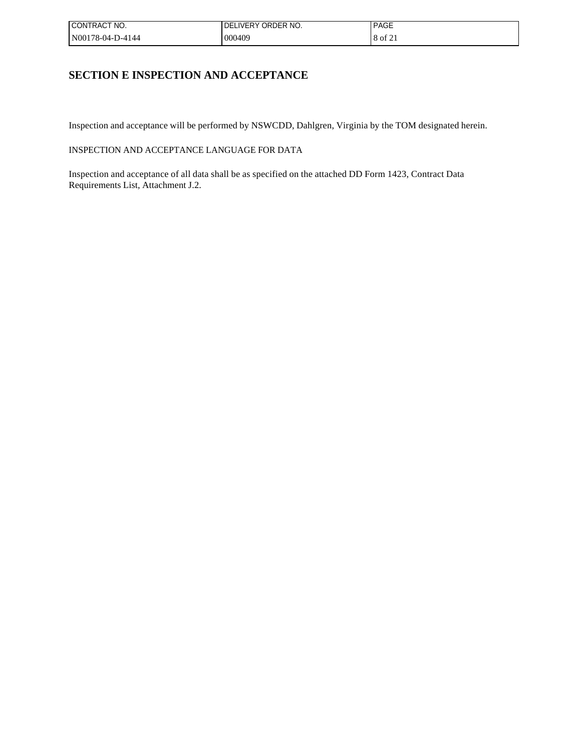# SECTION E INSPECTION AND ACCEPTANCE

Inspection and acceptance will be performed by NSWCDD, Dahlgren, Virginia by the TOM designated herein.

INSPECTION AND ACCEPTANCE LANGUAGE FOR DATA

Inspection and acceptance of all data shall be as specified on the attached DD Form 1423, Contract Data Requirements List, Attachment J.2.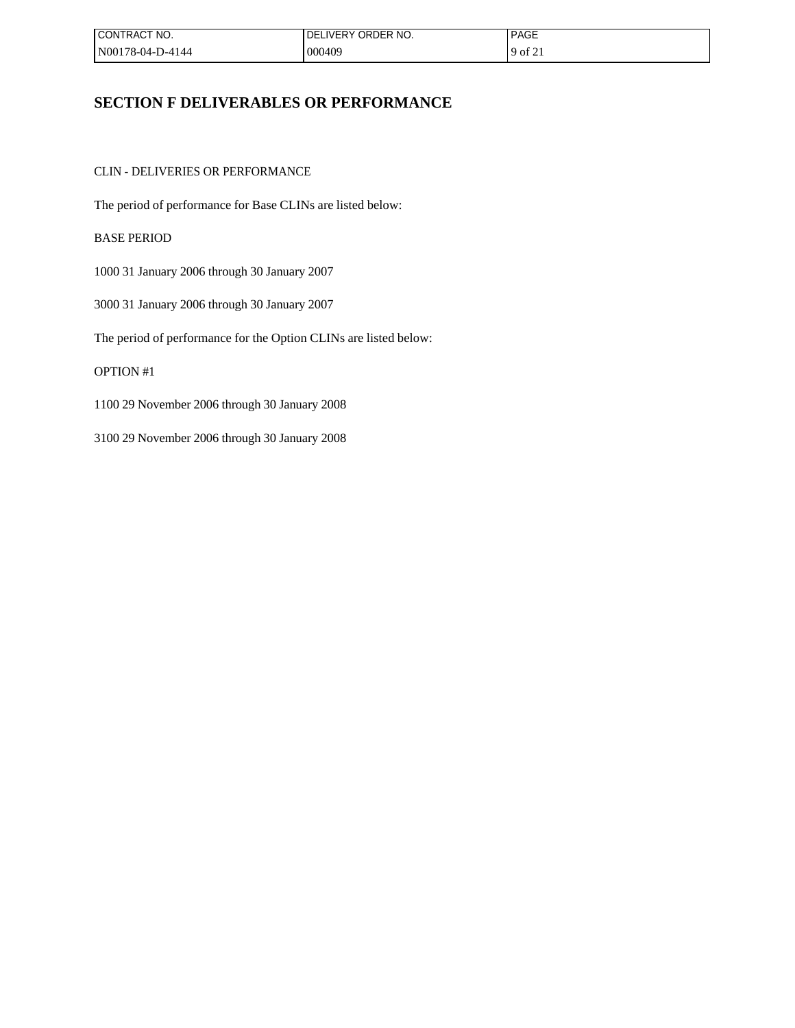## SECTION F DELIVERABLES OR PERFORMANCE

CLIN - DELIVERIES OR PERFORMANCE

The period of performance for Base CLINs are listed below:

BASE PERIOD

1000 31 January 2006 through 30 January 2007

3000 31 January 2006 through 30 January 2007

The period of performance for the Option CLINs are listed below:

OPTION #1

1100 29 November 2006 through 30 January 2008

3100 29 November 2006 through 30 January 2008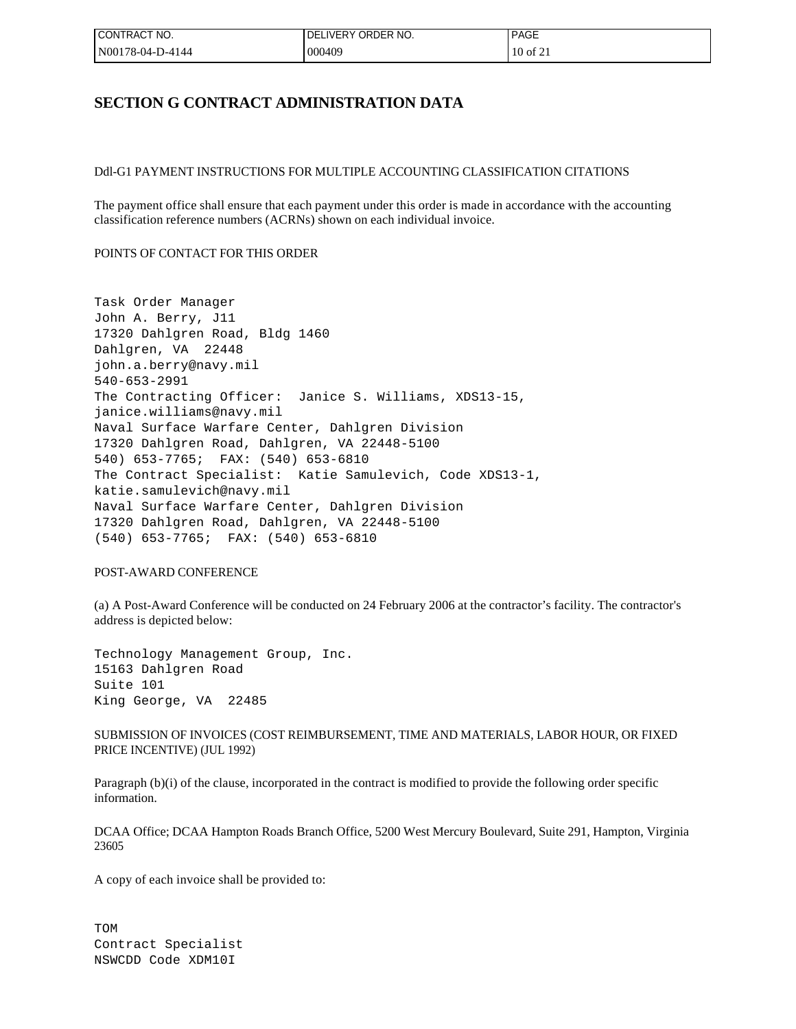## SECTION G CONTRACT ADMINISTRATION DATA

Ddl-G1 PAYMENT INSTRUCTIONS FOR MULTIPLE ACCOUNTING CLASSIFICATION CITATIONS

The payment office shall ensure that each payment under this order is made in accordance with the accounting classification reference numbers (ACRNs) shown on each individual invoice.

POINTS OF CONTACT FOR THIS ORDER

```
Task Order Manager
John A. Berry, J11
17320 Dahlgren Road, Bldg 1460
Dahlgren, VA  22448
john.a.berry@navy.mil
540-653-2991
The Contracting Officer:  Janice S. Williams, XDS13-15,
janice.williams@navy.mil
Naval Surface Warfare Center, Dahlgren Division
17320 Dahlgren Road, Dahlgren, VA 22448-5100
540) 653-7765;  FAX: (540) 653-6810
The Contract Specialist:  Katie Samulevich, Code XDS13-1,
katie.samulevich@navy.mil
Naval Surface Warfare Center, Dahlgren Division
17320 Dahlgren Road, Dahlgren, VA 22448-5100
(540) 653-7765;  FAX: (540) 653-6810
```

POST-AWARD CONFERENCE

(a) A Post-Award Conference will be conducted on 24 February 2006 at the contractor's facility. The contractor's address is depicted below:

```
Technology Management Group, Inc.
15163 Dahlgren Road
Suite 101
King George, VA  22485
```

SUBMISSION OF INVOICES (COST REIMBURSEMENT, TIME AND MATERIALS, LABOR HOUR, OR FIXED PRICE INCENTIVE) (JUL 1992)

Paragraph (b)(i) of the clause, incorporated in the contract is modified to provide the following order specific information.

DCAA Office; DCAA Hampton Roads Branch Office, 5200 West Mercury Boulevard, Suite 291, Hampton, Virginia 23605

A copy of each invoice shall be provided to:

```
TOM
Contract Specialist
NSWCDD Code XDM10I
```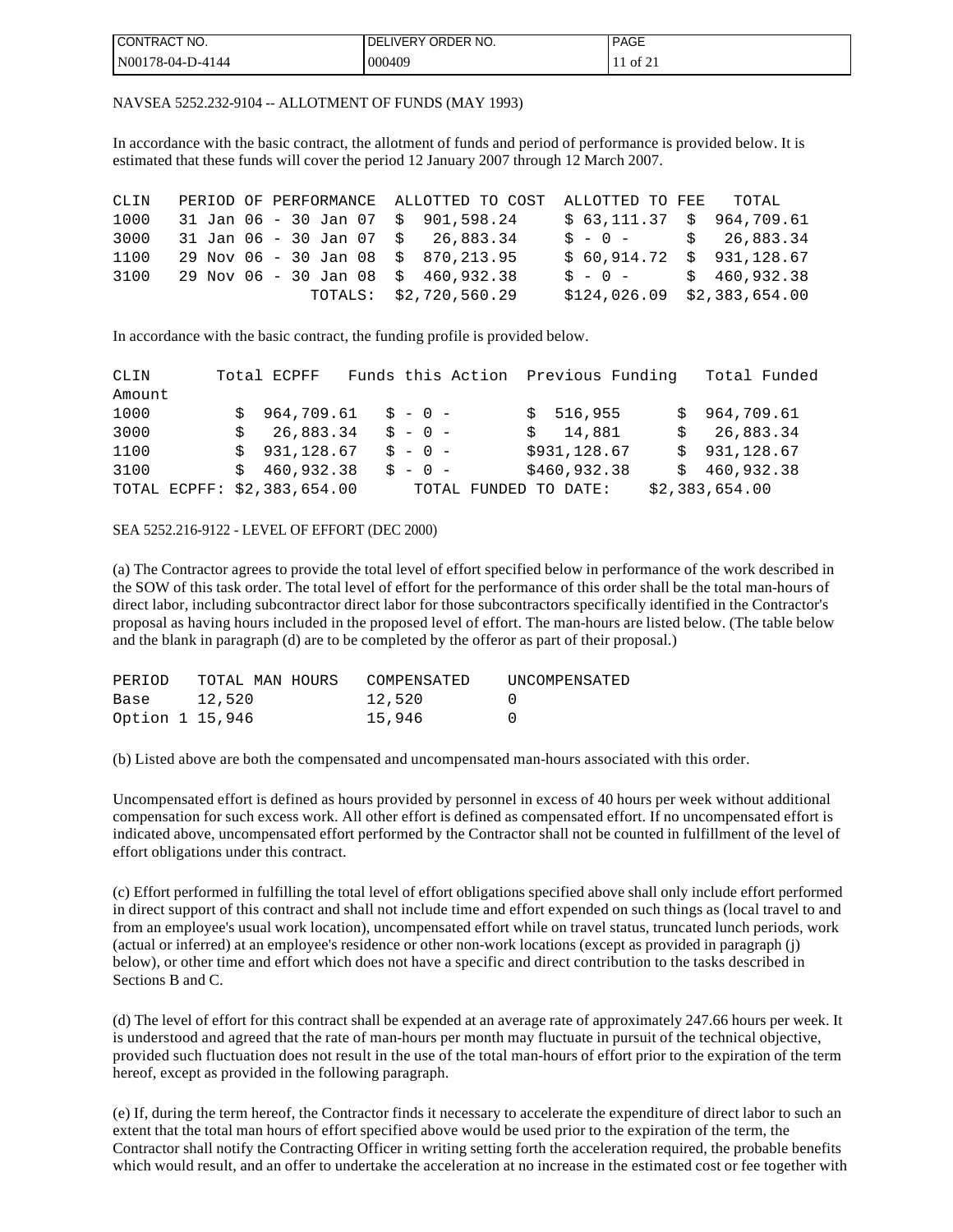NAVSEA 5252.232-9104 -- ALLOTMENT OF FUNDS (MAY 1993)

In accordance with the basic contract, the allotment of funds and period of performance is provided below. It is estimated that these funds will cover the period 12 January 2007 through 12 March 2007.

| CLIN | PERIOD OF PERFORMANCE | ALLOTTED TO COST | ALLOTTED TO FEE | TOTAL |
|---|---|---|---|---|
| 1000 | 31 Jan 06 - 30 Jan 07 | $ 901,598.24 | $ 63,111.37 | $ 964,709.61 |
| 3000 | 31 Jan 06 - 30 Jan 07 | $ 26,883.34 | $ - 0 - | $ 26,883.34 |
| 1100 | 29 Nov 06 - 30 Jan 08 | $ 870,213.95 | $ 60,914.72 | $ 931,128.67 |
| 3100 | 29 Nov 06 - 30 Jan 08 | $ 460,932.38 | $ - 0 - | $ 460,932.38 |
| | TOTALS: | $2,720,560.29 | $124,026.09 | $2,383,654.00 |

In accordance with the basic contract, the funding profile is provided below.

| CLIN | Total ECPFF | Funds this Action | Previous Funding | Total Funded Amount |
|---|---|---|---|---|
| 1000 | $ 964,709.61 | $ - 0 - | $ 516,955 | $ 964,709.61 |
| 3000 | $ 26,883.34 | $ - 0 - | $ 14,881 | $ 26,883.34 |
| 1100 | $ 931,128.67 | $ - 0 - | $931,128.67 | $ 931,128.67 |
| 3100 | $ 460,932.38 | $ - 0 - | $460,932.38 | $ 460,932.38 |
| TOTAL ECPFF: | $2,383,654.00 | | TOTAL FUNDED TO DATE: | $2,383,654.00 |

SEA 5252.216-9122 - LEVEL OF EFFORT (DEC 2000)

(a) The Contractor agrees to provide the total level of effort specified below in performance of the work described in the SOW of this task order. The total level of effort for the performance of this order shall be the total man-hours of direct labor, including subcontractor direct labor for those subcontractors specifically identified in the Contractor's proposal as having hours included in the proposed level of effort. The man-hours are listed below. (The table below and the blank in paragraph (d) are to be completed by the offeror as part of their proposal.)

| PERIOD | TOTAL MAN HOURS | COMPENSATED | UNCOMPENSATED |
|---|---|---|---|
| Base | 12,520 | 12,520 | 0 |
| Option 1 | 15,946 | 15,946 | 0 |

(b) Listed above are both the compensated and uncompensated man-hours associated with this order.

Uncompensated effort is defined as hours provided by personnel in excess of 40 hours per week without additional compensation for such excess work. All other effort is defined as compensated effort. If no uncompensated effort is indicated above, uncompensated effort performed by the Contractor shall not be counted in fulfillment of the level of effort obligations under this contract.

(c) Effort performed in fulfilling the total level of effort obligations specified above shall only include effort performed in direct support of this contract and shall not include time and effort expended on such things as (local travel to and from an employee's usual work location), uncompensated effort while on travel status, truncated lunch periods, work (actual or inferred) at an employee's residence or other non-work locations (except as provided in paragraph (j) below), or other time and effort which does not have a specific and direct contribution to the tasks described in Sections B and C.

(d) The level of effort for this contract shall be expended at an average rate of approximately 247.66 hours per week. It is understood and agreed that the rate of man-hours per month may fluctuate in pursuit of the technical objective, provided such fluctuation does not result in the use of the total man-hours of effort prior to the expiration of the term hereof, except as provided in the following paragraph.

(e) If, during the term hereof, the Contractor finds it necessary to accelerate the expenditure of direct labor to such an extent that the total man hours of effort specified above would be used prior to the expiration of the term, the Contractor shall notify the Contracting Officer in writing setting forth the acceleration required, the probable benefits which would result, and an offer to undertake the acceleration at no increase in the estimated cost or fee together with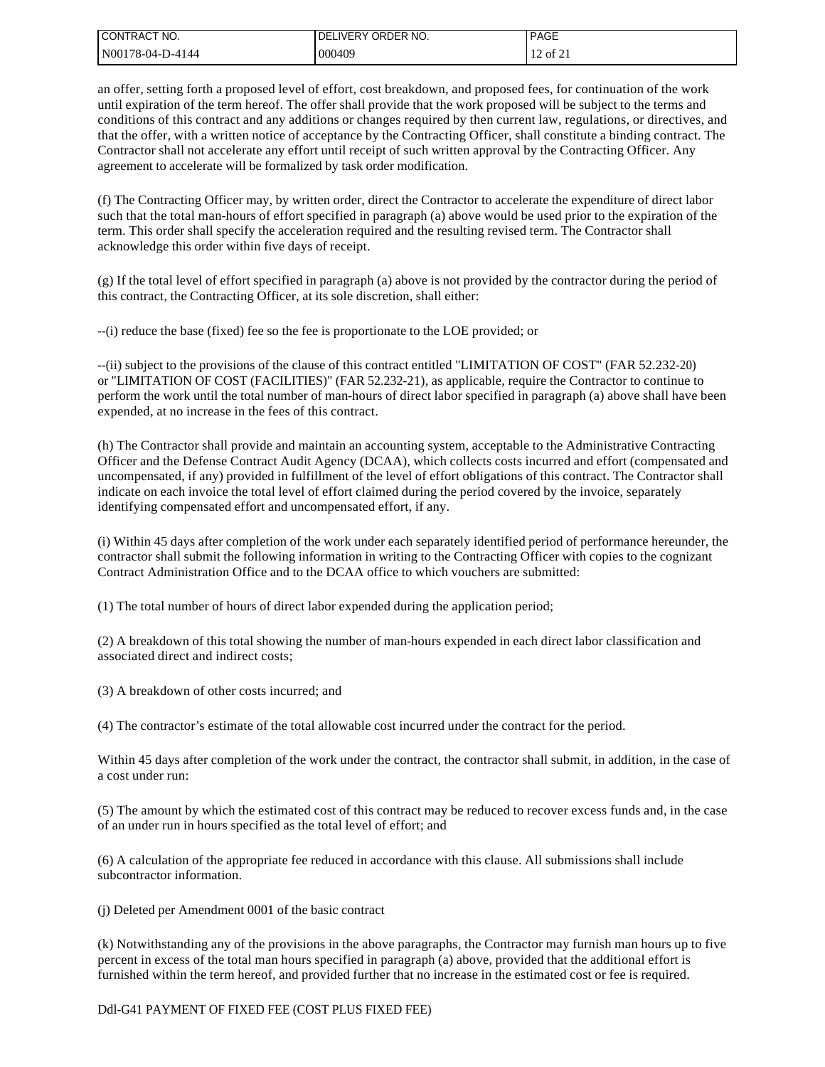an offer, setting forth a proposed level of effort, cost breakdown, and proposed fees, for continuation of the work until expiration of the term hereof. The offer shall provide that the work proposed will be subject to the terms and conditions of this contract and any additions or changes required by then current law, regulations, or directives, and that the offer, with a written notice of acceptance by the Contracting Officer, shall constitute a binding contract. The Contractor shall not accelerate any effort until receipt of such written approval by the Contracting Officer. Any agreement to accelerate will be formalized by task order modification.

(f) The Contracting Officer may, by written order, direct the Contractor to accelerate the expenditure of direct labor such that the total man-hours of effort specified in paragraph (a) above would be used prior to the expiration of the term. This order shall specify the acceleration required and the resulting revised term. The Contractor shall acknowledge this order within five days of receipt.

(g) If the total level of effort specified in paragraph (a) above is not provided by the contractor during the period of this contract, the Contracting Officer, at its sole discretion, shall either:

--(i) reduce the base (fixed) fee so the fee is proportionate to the LOE provided; or

--(ii) subject to the provisions of the clause of this contract entitled "LIMITATION OF COST" (FAR 52.232-20) or "LIMITATION OF COST (FACILITIES)" (FAR 52.232-21), as applicable, require the Contractor to continue to perform the work until the total number of man-hours of direct labor specified in paragraph (a) above shall have been expended, at no increase in the fees of this contract.

(h) The Contractor shall provide and maintain an accounting system, acceptable to the Administrative Contracting Officer and the Defense Contract Audit Agency (DCAA), which collects costs incurred and effort (compensated and uncompensated, if any) provided in fulfillment of the level of effort obligations of this contract. The Contractor shall indicate on each invoice the total level of effort claimed during the period covered by the invoice, separately identifying compensated effort and uncompensated effort, if any.

(i) Within 45 days after completion of the work under each separately identified period of performance hereunder, the contractor shall submit the following information in writing to the Contracting Officer with copies to the cognizant Contract Administration Office and to the DCAA office to which vouchers are submitted:

(1) The total number of hours of direct labor expended during the application period;

(2) A breakdown of this total showing the number of man-hours expended in each direct labor classification and associated direct and indirect costs;

(3) A breakdown of other costs incurred; and

(4) The contractor's estimate of the total allowable cost incurred under the contract for the period.

Within 45 days after completion of the work under the contract, the contractor shall submit, in addition, in the case of a cost under run:

(5) The amount by which the estimated cost of this contract may be reduced to recover excess funds and, in the case of an under run in hours specified as the total level of effort; and

(6) A calculation of the appropriate fee reduced in accordance with this clause. All submissions shall include subcontractor information.

(j) Deleted per Amendment 0001 of the basic contract

(k) Notwithstanding any of the provisions in the above paragraphs, the Contractor may furnish man hours up to five percent in excess of the total man hours specified in paragraph (a) above, provided that the additional effort is furnished within the term hereof, and provided further that no increase in the estimated cost or fee is required.

Ddl-G41 PAYMENT OF FIXED FEE (COST PLUS FIXED FEE)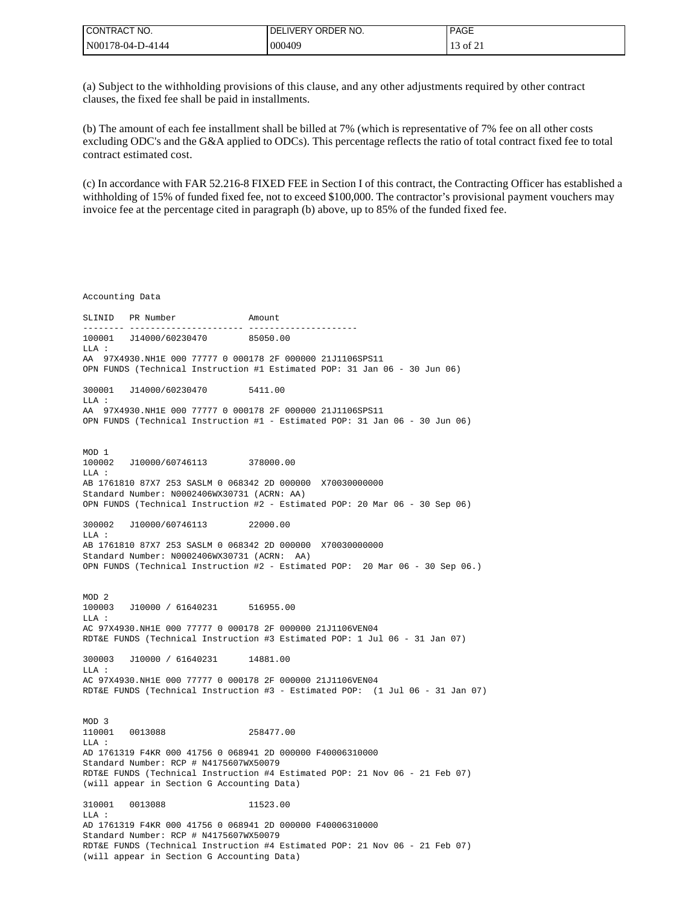(a) Subject to the withholding provisions of this clause, and any other adjustments required by other contract clauses, the fixed fee shall be paid in installments.

(b) The amount of each fee installment shall be billed at 7% (which is representative of 7% fee on all other costs excluding ODC's and the G&A applied to ODCs). This percentage reflects the ratio of total contract fixed fee to total contract estimated cost.

(c) In accordance with FAR 52.216-8 FIXED FEE in Section I of this contract, the Contracting Officer has established a withholding of 15% of funded fixed fee, not to exceed $100,000. The contractor's provisional payment vouchers may invoice fee at the percentage cited in paragraph (b) above, up to 85% of the funded fixed fee.

```
Accounting Data

SLINID   PR Number              Amount
-------- ---------------------- ---------------------
100001   J14000/60230470        85050.00
LLA :
AA  97X4930.NH1E 000 77777 0 000178 2F 000000 21J1106SPS11
OPN FUNDS (Technical Instruction #1 Estimated POP: 31 Jan 06 - 30 Jun 06)

300001   J14000/60230470        5411.00
LLA :
AA  97X4930.NH1E 000 77777 0 000178 2F 000000 21J1106SPS11
OPN FUNDS (Technical Instruction #1 - Estimated POP: 31 Jan 06 - 30 Jun 06)


MOD 1
100002   J10000/60746113        378000.00
LLA :
AB 1761810 87X7 253 SASLM 0 068342 2D 000000  X70030000000
Standard Number: N0002406WX30731 (ACRN: AA)
OPN FUNDS (Technical Instruction #2 - Estimated POP: 20 Mar 06 - 30 Sep 06)

300002   J10000/60746113        22000.00
LLA :
AB 1761810 87X7 253 SASLM 0 068342 2D 000000  X70030000000
Standard Number: N0002406WX30731 (ACRN:  AA)
OPN FUNDS (Technical Instruction #2 - Estimated POP:  20 Mar 06 - 30 Sep 06.)


MOD 2
100003   J10000 / 61640231      516955.00
LLA :
AC 97X4930.NH1E 000 77777 0 000178 2F 000000 21J1106VEN04
RDT&E FUNDS (Technical Instruction #3 Estimated POP: 1 Jul 06 - 31 Jan 07)

300003   J10000 / 61640231      14881.00
LLA :
AC 97X4930.NH1E 000 77777 0 000178 2F 000000 21J1106VEN04
RDT&E FUNDS (Technical Instruction #3 - Estimated POP:  (1 Jul 06 - 31 Jan 07)


MOD 3
110001   0013088                258477.00
LLA :
AD 1761319 F4KR 000 41756 0 068941 2D 000000 F40006310000
Standard Number: RCP # N4175607WX50079
RDT&E FUNDS (Technical Instruction #4 Estimated POP: 21 Nov 06 - 21 Feb 07)
(will appear in Section G Accounting Data)

310001   0013088                11523.00
LLA :
AD 1761319 F4KR 000 41756 0 068941 2D 000000 F40006310000
Standard Number: RCP # N4175607WX50079
RDT&E FUNDS (Technical Instruction #4 Estimated POP: 21 Nov 06 - 21 Feb 07)
(will appear in Section G Accounting Data)
```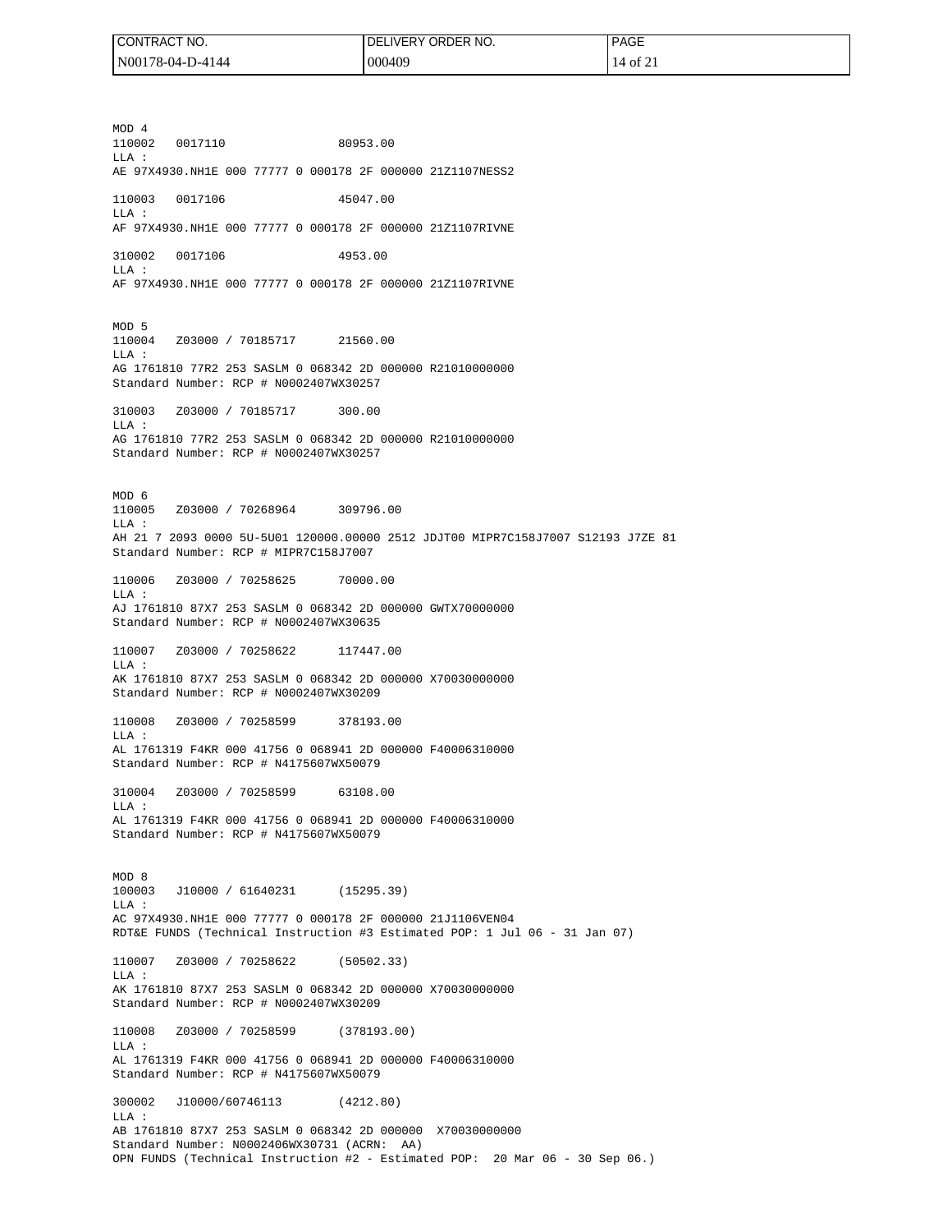MOD 4
110002   0017110                80953.00
LLA :
AE 97X4930.NH1E 000 77777 0 000178 2F 000000 21Z1107NESS2

110003   0017106                45047.00
LLA :
AF 97X4930.NH1E 000 77777 0 000178 2F 000000 21Z1107RIVNE

310002   0017106                4953.00
LLA :
AF 97X4930.NH1E 000 77777 0 000178 2F 000000 21Z1107RIVNE

MOD 5
110004   Z03000 / 70185717      21560.00
LLA :
AG 1761810 77R2 253 SASLM 0 068342 2D 000000 R21010000000
Standard Number: RCP # N0002407WX30257

310003   Z03000 / 70185717      300.00
LLA :
AG 1761810 77R2 253 SASLM 0 068342 2D 000000 R21010000000
Standard Number: RCP # N0002407WX30257

MOD 6
110005   Z03000 / 70268964      309796.00
LLA :
AH 21 7 2093 0000 5U-5U01 120000.00000 2512 JDJT00 MIPR7C158J7007 S12193 J7ZE 81
Standard Number: RCP # MIPR7C158J7007

110006   Z03000 / 70258625      70000.00
LLA :
AJ 1761810 87X7 253 SASLM 0 068342 2D 000000 GWTX70000000
Standard Number: RCP # N0002407WX30635

110007   Z03000 / 70258622      117447.00
LLA :
AK 1761810 87X7 253 SASLM 0 068342 2D 000000 X70030000000
Standard Number: RCP # N0002407WX30209

110008   Z03000 / 70258599      378193.00
LLA :
AL 1761319 F4KR 000 41756 0 068941 2D 000000 F40006310000
Standard Number: RCP # N4175607WX50079

310004   Z03000 / 70258599      63108.00
LLA :
AL 1761319 F4KR 000 41756 0 068941 2D 000000 F40006310000
Standard Number: RCP # N4175607WX50079

MOD 8
100003   J10000 / 61640231      (15295.39)
LLA :
AC 97X4930.NH1E 000 77777 0 000178 2F 000000 21J1106VEN04
RDT&E FUNDS (Technical Instruction #3 Estimated POP: 1 Jul 06 - 31 Jan 07)

110007   Z03000 / 70258622      (50502.33)
LLA :
AK 1761810 87X7 253 SASLM 0 068342 2D 000000 X70030000000
Standard Number: RCP # N0002407WX30209

110008   Z03000 / 70258599      (378193.00)
LLA :
AL 1761319 F4KR 000 41756 0 068941 2D 000000 F40006310000
Standard Number: RCP # N4175607WX50079

300002   J10000/60746113        (4212.80)
LLA :
AB 1761810 87X7 253 SASLM 0 068342 2D 000000  X70030000000
Standard Number: N0002406WX30731 (ACRN:  AA)
OPN FUNDS (Technical Instruction #2 - Estimated POP:  20 Mar 06 - 30 Sep 06.)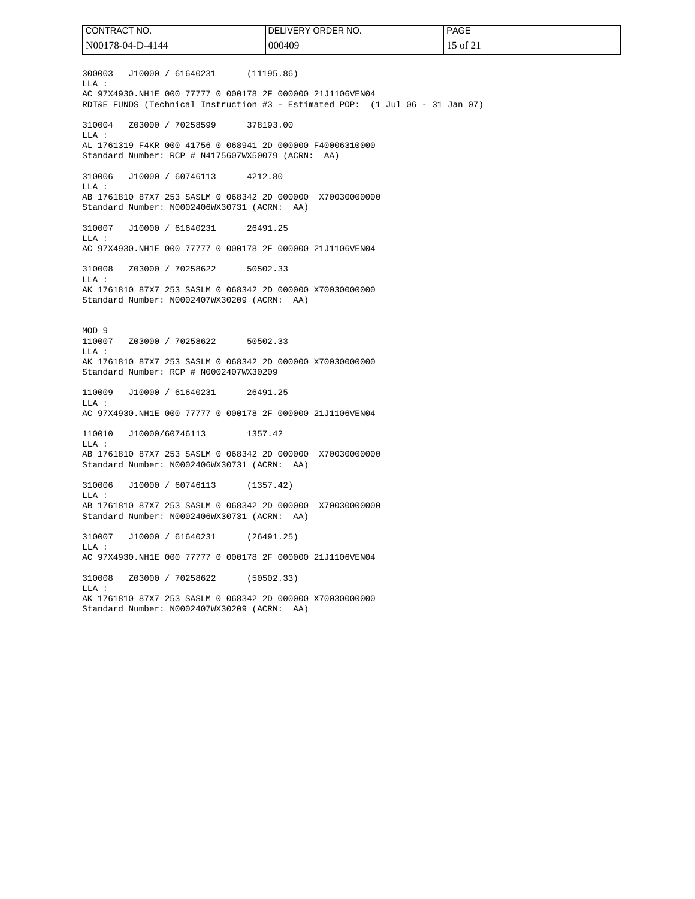300003   J10000 / 61640231      (11195.86)
LLA :
AC 97X4930.NH1E 000 77777 0 000178 2F 000000 21J1106VEN04
RDT&E FUNDS (Technical Instruction #3 - Estimated POP:  (1 Jul 06 - 31 Jan 07)

310004   Z03000 / 70258599      378193.00
LLA :
AL 1761319 F4KR 000 41756 0 068941 2D 000000 F40006310000
Standard Number: RCP # N4175607WX50079 (ACRN:  AA)

310006   J10000 / 60746113      4212.80
LLA :
AB 1761810 87X7 253 SASLM 0 068342 2D 000000  X70030000000
Standard Number: N0002406WX30731 (ACRN:  AA)

310007   J10000 / 61640231      26491.25
LLA :
AC 97X4930.NH1E 000 77777 0 000178 2F 000000 21J1106VEN04

310008   Z03000 / 70258622      50502.33
LLA :
AK 1761810 87X7 253 SASLM 0 068342 2D 000000 X70030000000
Standard Number: N0002407WX30209 (ACRN:  AA)

MOD 9
110007   Z03000 / 70258622      50502.33
LLA :
AK 1761810 87X7 253 SASLM 0 068342 2D 000000 X70030000000
Standard Number: RCP # N0002407WX30209

110009   J10000 / 61640231      26491.25
LLA :
AC 97X4930.NH1E 000 77777 0 000178 2F 000000 21J1106VEN04

110010   J10000/60746113        1357.42
LLA :
AB 1761810 87X7 253 SASLM 0 068342 2D 000000  X70030000000
Standard Number: N0002406WX30731 (ACRN:  AA)

310006   J10000 / 60746113      (1357.42)
LLA :
AB 1761810 87X7 253 SASLM 0 068342 2D 000000  X70030000000
Standard Number: N0002406WX30731 (ACRN:  AA)

310007   J10000 / 61640231      (26491.25)
LLA :
AC 97X4930.NH1E 000 77777 0 000178 2F 000000 21J1106VEN04

310008   Z03000 / 70258622      (50502.33)
LLA :
AK 1761810 87X7 253 SASLM 0 068342 2D 000000 X70030000000
Standard Number: N0002407WX30209 (ACRN:  AA)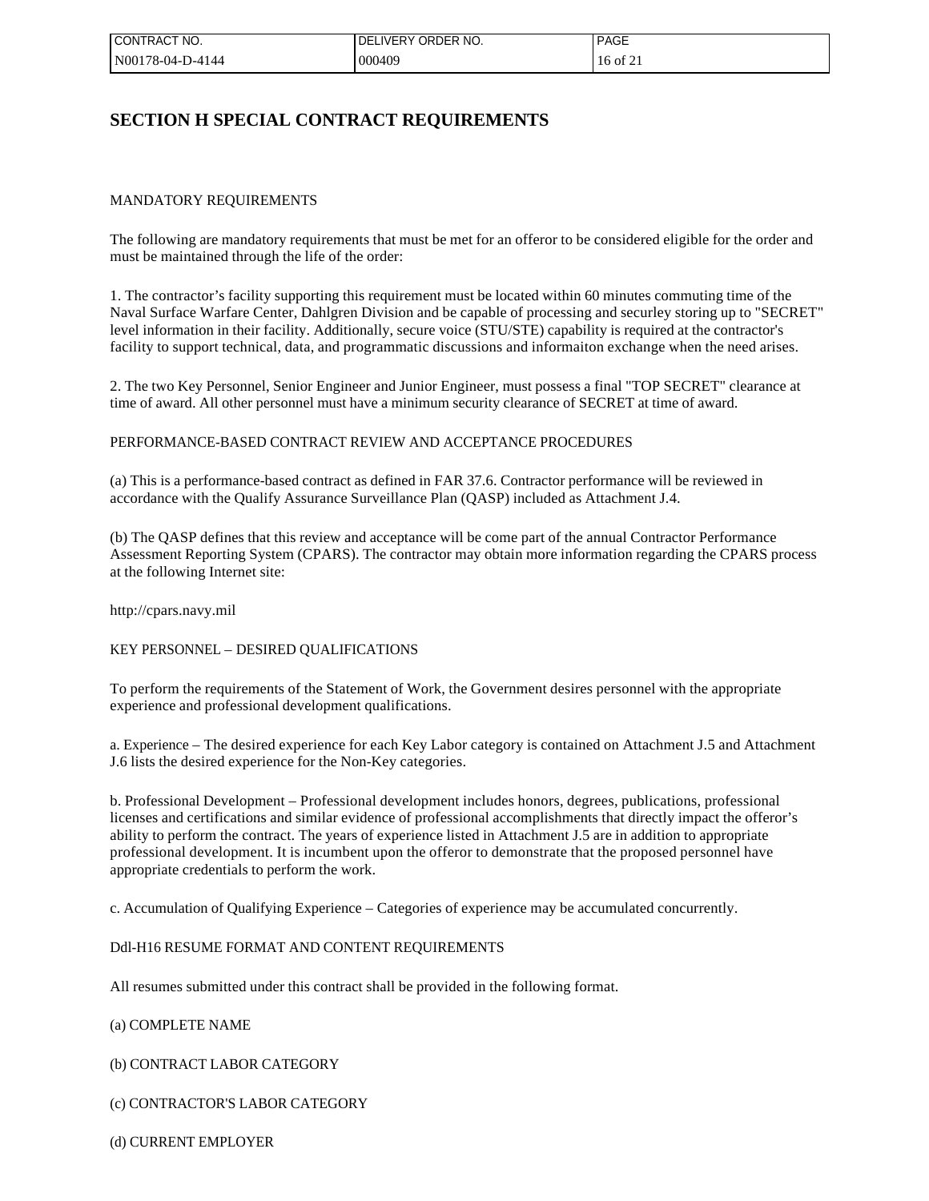# SECTION H SPECIAL CONTRACT REQUIREMENTS

MANDATORY REQUIREMENTS

The following are mandatory requirements that must be met for an offeror to be considered eligible for the order and must be maintained through the life of the order:

1. The contractor's facility supporting this requirement must be located within 60 minutes commuting time of the Naval Surface Warfare Center, Dahlgren Division and be capable of processing and securley storing up to "SECRET" level information in their facility. Additionally, secure voice (STU/STE) capability is required at the contractor's facility to support technical, data, and programmatic discussions and informaiton exchange when the need arises.

2. The two Key Personnel, Senior Engineer and Junior Engineer, must possess a final "TOP SECRET" clearance at time of award. All other personnel must have a minimum security clearance of SECRET at time of award.

PERFORMANCE-BASED CONTRACT REVIEW AND ACCEPTANCE PROCEDURES

(a) This is a performance-based contract as defined in FAR 37.6. Contractor performance will be reviewed in accordance with the Qualify Assurance Surveillance Plan (QASP) included as Attachment J.4.

(b) The QASP defines that this review and acceptance will be come part of the annual Contractor Performance Assessment Reporting System (CPARS). The contractor may obtain more information regarding the CPARS process at the following Internet site:

http://cpars.navy.mil

KEY PERSONNEL – DESIRED QUALIFICATIONS

To perform the requirements of the Statement of Work, the Government desires personnel with the appropriate experience and professional development qualifications.

a. Experience – The desired experience for each Key Labor category is contained on Attachment J.5 and Attachment J.6 lists the desired experience for the Non-Key categories.

b. Professional Development – Professional development includes honors, degrees, publications, professional licenses and certifications and similar evidence of professional accomplishments that directly impact the offeror's ability to perform the contract. The years of experience listed in Attachment J.5 are in addition to appropriate professional development. It is incumbent upon the offeror to demonstrate that the proposed personnel have appropriate credentials to perform the work.

c. Accumulation of Qualifying Experience – Categories of experience may be accumulated concurrently.

Ddl-H16 RESUME FORMAT AND CONTENT REQUIREMENTS

All resumes submitted under this contract shall be provided in the following format.

(a) COMPLETE NAME

(b) CONTRACT LABOR CATEGORY

(c) CONTRACTOR'S LABOR CATEGORY

(d) CURRENT EMPLOYER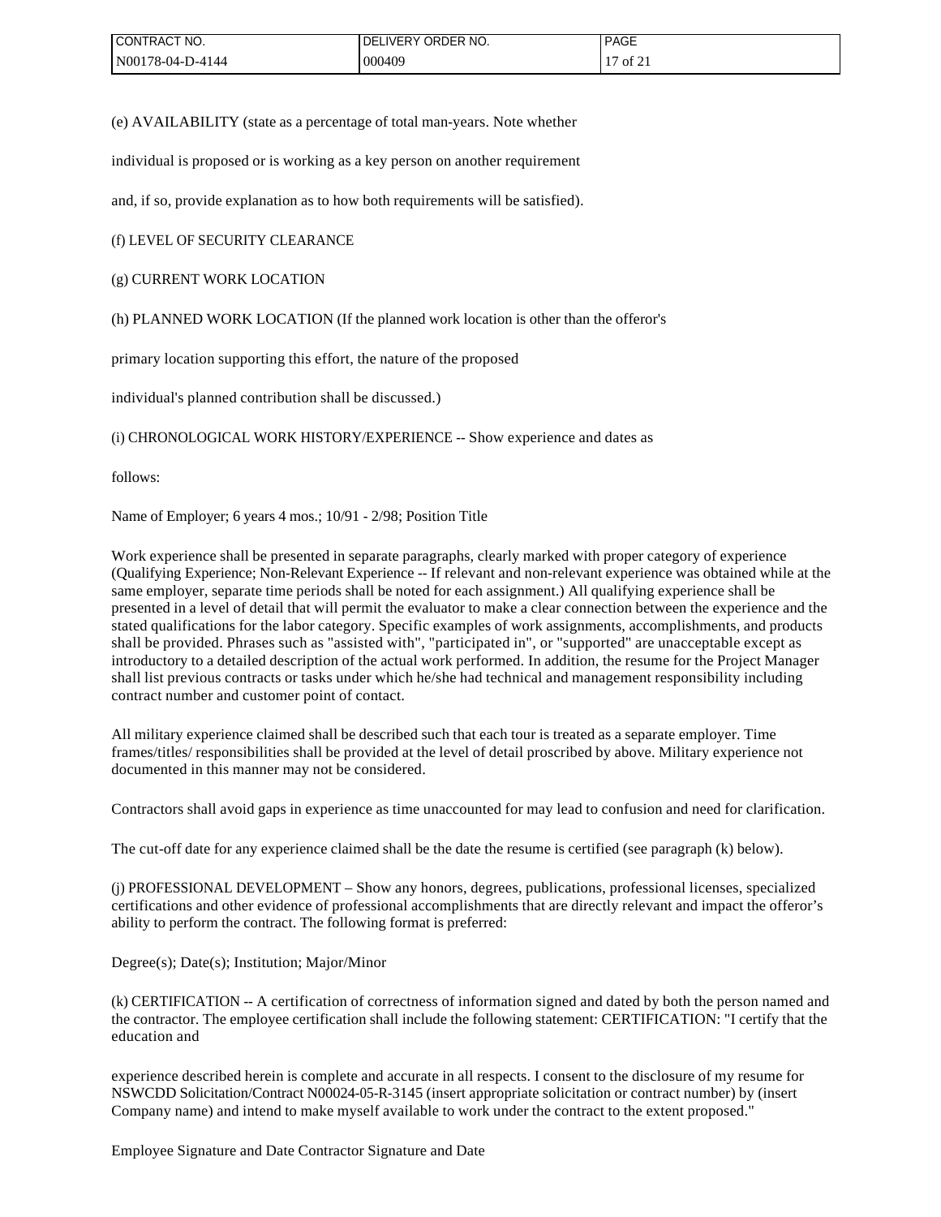(e) AVAILABILITY (state as a percentage of total man-years. Note whether

individual is proposed or is working as a key person on another requirement

and, if so, provide explanation as to how both requirements will be satisfied).

(f) LEVEL OF SECURITY CLEARANCE

(g) CURRENT WORK LOCATION

(h) PLANNED WORK LOCATION (If the planned work location is other than the offeror's

primary location supporting this effort, the nature of the proposed

individual's planned contribution shall be discussed.)

(i) CHRONOLOGICAL WORK HISTORY/EXPERIENCE -- Show experience and dates as

follows:

Name of Employer; 6 years 4 mos.; 10/91 - 2/98; Position Title

Work experience shall be presented in separate paragraphs, clearly marked with proper category of experience (Qualifying Experience; Non-Relevant Experience -- If relevant and non-relevant experience was obtained while at the same employer, separate time periods shall be noted for each assignment.) All qualifying experience shall be presented in a level of detail that will permit the evaluator to make a clear connection between the experience and the stated qualifications for the labor category. Specific examples of work assignments, accomplishments, and products shall be provided. Phrases such as "assisted with", "participated in", or "supported" are unacceptable except as introductory to a detailed description of the actual work performed. In addition, the resume for the Project Manager shall list previous contracts or tasks under which he/she had technical and management responsibility including contract number and customer point of contact.

All military experience claimed shall be described such that each tour is treated as a separate employer. Time frames/titles/ responsibilities shall be provided at the level of detail proscribed by above. Military experience not documented in this manner may not be considered.

Contractors shall avoid gaps in experience as time unaccounted for may lead to confusion and need for clarification.

The cut-off date for any experience claimed shall be the date the resume is certified (see paragraph (k) below).

(j) PROFESSIONAL DEVELOPMENT – Show any honors, degrees, publications, professional licenses, specialized certifications and other evidence of professional accomplishments that are directly relevant and impact the offeror's ability to perform the contract. The following format is preferred:

Degree(s); Date(s); Institution; Major/Minor

(k) CERTIFICATION -- A certification of correctness of information signed and dated by both the person named and the contractor. The employee certification shall include the following statement: CERTIFICATION: "I certify that the education and

experience described herein is complete and accurate in all respects. I consent to the disclosure of my resume for NSWCDD Solicitation/Contract N00024-05-R-3145 (insert appropriate solicitation or contract number) by (insert Company name) and intend to make myself available to work under the contract to the extent proposed."

Employee Signature and Date Contractor Signature and Date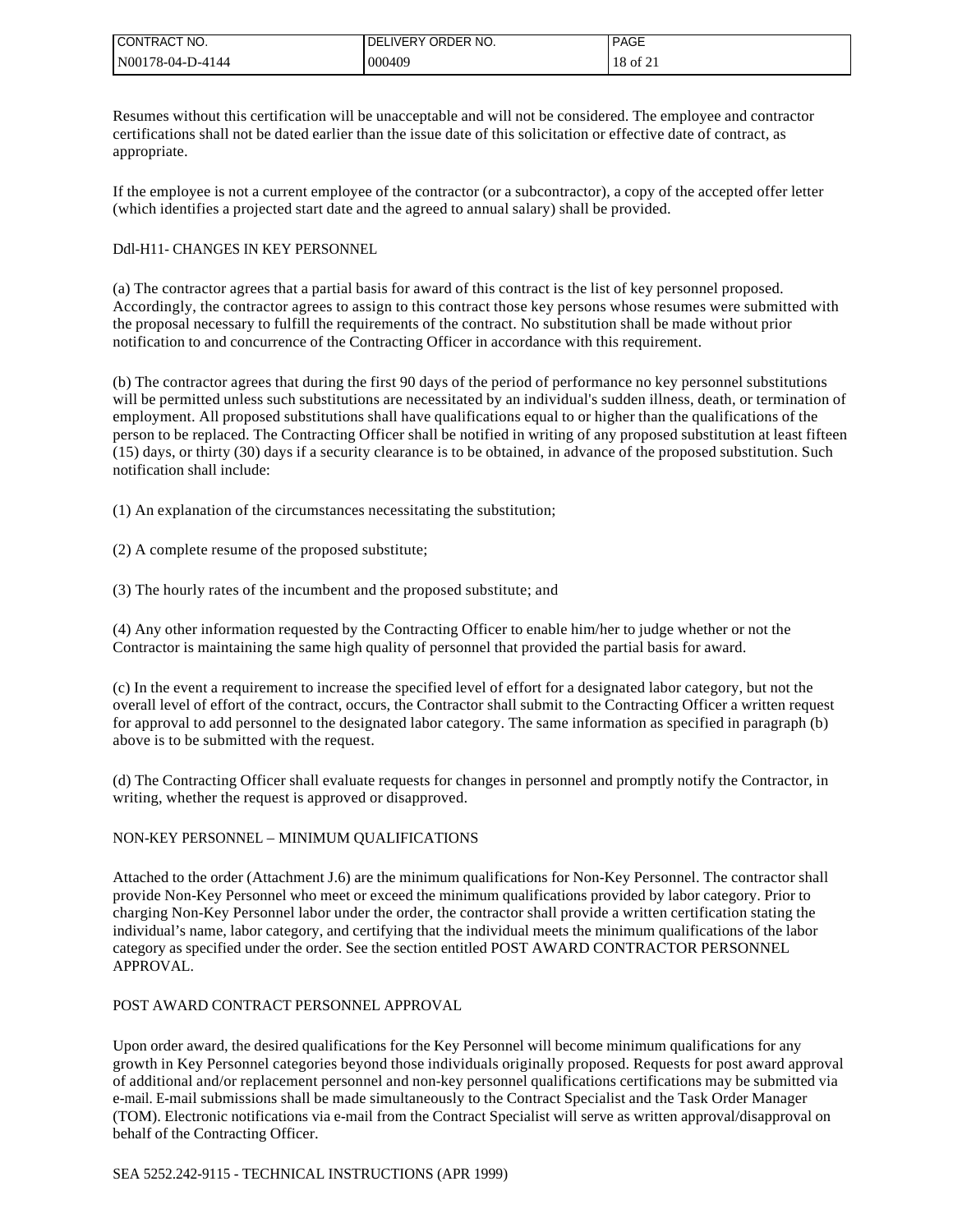Resumes without this certification will be unacceptable and will not be considered. The employee and contractor certifications shall not be dated earlier than the issue date of this solicitation or effective date of contract, as appropriate.

If the employee is not a current employee of the contractor (or a subcontractor), a copy of the accepted offer letter (which identifies a projected start date and the agreed to annual salary) shall be provided.

Ddl-H11- CHANGES IN KEY PERSONNEL

(a) The contractor agrees that a partial basis for award of this contract is the list of key personnel proposed. Accordingly, the contractor agrees to assign to this contract those key persons whose resumes were submitted with the proposal necessary to fulfill the requirements of the contract. No substitution shall be made without prior notification to and concurrence of the Contracting Officer in accordance with this requirement.

(b) The contractor agrees that during the first 90 days of the period of performance no key personnel substitutions will be permitted unless such substitutions are necessitated by an individual's sudden illness, death, or termination of employment. All proposed substitutions shall have qualifications equal to or higher than the qualifications of the person to be replaced. The Contracting Officer shall be notified in writing of any proposed substitution at least fifteen (15) days, or thirty (30) days if a security clearance is to be obtained, in advance of the proposed substitution. Such notification shall include:

(1) An explanation of the circumstances necessitating the substitution;

(2) A complete resume of the proposed substitute;

(3) The hourly rates of the incumbent and the proposed substitute; and

(4) Any other information requested by the Contracting Officer to enable him/her to judge whether or not the Contractor is maintaining the same high quality of personnel that provided the partial basis for award.

(c) In the event a requirement to increase the specified level of effort for a designated labor category, but not the overall level of effort of the contract, occurs, the Contractor shall submit to the Contracting Officer a written request for approval to add personnel to the designated labor category. The same information as specified in paragraph (b) above is to be submitted with the request.

(d) The Contracting Officer shall evaluate requests for changes in personnel and promptly notify the Contractor, in writing, whether the request is approved or disapproved.

NON-KEY PERSONNEL – MINIMUM QUALIFICATIONS

Attached to the order (Attachment J.6) are the minimum qualifications for Non-Key Personnel. The contractor shall provide Non-Key Personnel who meet or exceed the minimum qualifications provided by labor category. Prior to charging Non-Key Personnel labor under the order, the contractor shall provide a written certification stating the individual's name, labor category, and certifying that the individual meets the minimum qualifications of the labor category as specified under the order. See the section entitled POST AWARD CONTRACTOR PERSONNEL APPROVAL.

POST AWARD CONTRACT PERSONNEL APPROVAL

Upon order award, the desired qualifications for the Key Personnel will become minimum qualifications for any growth in Key Personnel categories beyond those individuals originally proposed. Requests for post award approval of additional and/or replacement personnel and non-key personnel qualifications certifications may be submitted via e-mail. E-mail submissions shall be made simultaneously to the Contract Specialist and the Task Order Manager (TOM). Electronic notifications via e-mail from the Contract Specialist will serve as written approval/disapproval on behalf of the Contracting Officer.

SEA 5252.242-9115 - TECHNICAL INSTRUCTIONS (APR 1999)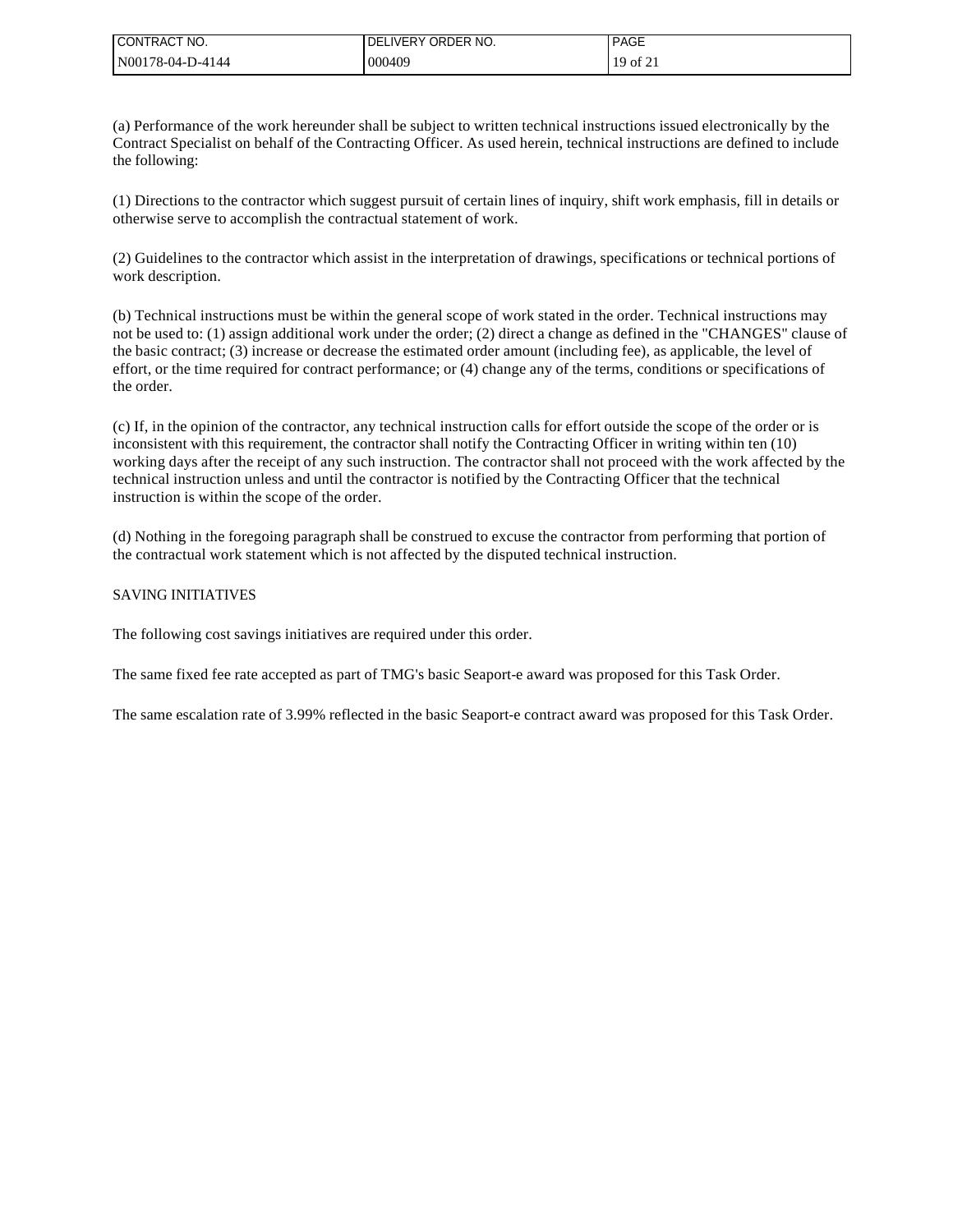(a) Performance of the work hereunder shall be subject to written technical instructions issued electronically by the Contract Specialist on behalf of the Contracting Officer. As used herein, technical instructions are defined to include the following:

(1) Directions to the contractor which suggest pursuit of certain lines of inquiry, shift work emphasis, fill in details or otherwise serve to accomplish the contractual statement of work.

(2) Guidelines to the contractor which assist in the interpretation of drawings, specifications or technical portions of work description.

(b) Technical instructions must be within the general scope of work stated in the order. Technical instructions may not be used to: (1) assign additional work under the order; (2) direct a change as defined in the "CHANGES" clause of the basic contract; (3) increase or decrease the estimated order amount (including fee), as applicable, the level of effort, or the time required for contract performance; or (4) change any of the terms, conditions or specifications of the order.

(c) If, in the opinion of the contractor, any technical instruction calls for effort outside the scope of the order or is inconsistent with this requirement, the contractor shall notify the Contracting Officer in writing within ten (10) working days after the receipt of any such instruction. The contractor shall not proceed with the work affected by the technical instruction unless and until the contractor is notified by the Contracting Officer that the technical instruction is within the scope of the order.

(d) Nothing in the foregoing paragraph shall be construed to excuse the contractor from performing that portion of the contractual work statement which is not affected by the disputed technical instruction.

SAVING INITIATIVES

The following cost savings initiatives are required under this order.

The same fixed fee rate accepted as part of TMG's basic Seaport-e award was proposed for this Task Order.

The same escalation rate of 3.99% reflected in the basic Seaport-e contract award was proposed for this Task Order.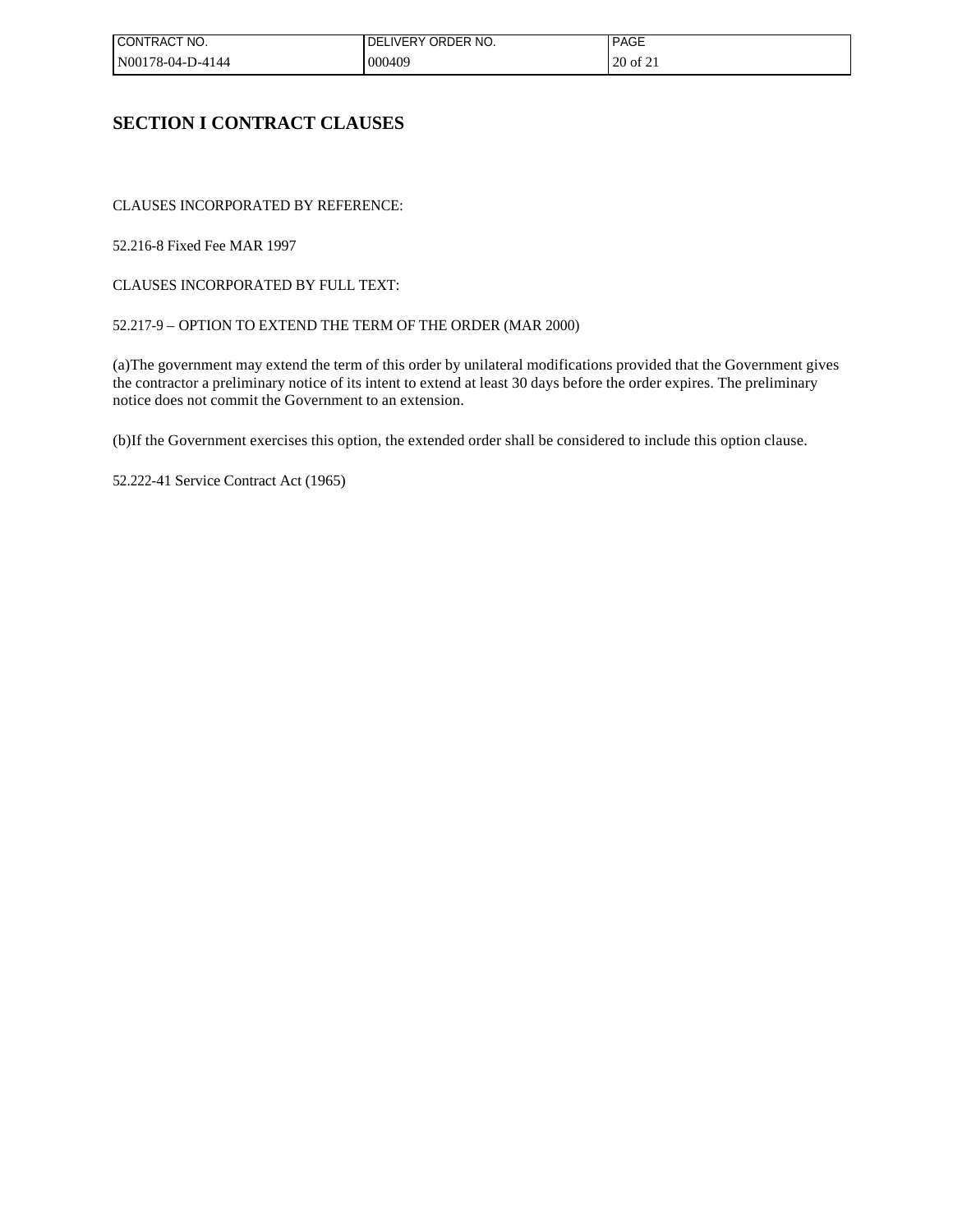# SECTION I CONTRACT CLAUSES

CLAUSES INCORPORATED BY REFERENCE:

52.216-8 Fixed Fee MAR 1997

CLAUSES INCORPORATED BY FULL TEXT:

52.217-9 – OPTION TO EXTEND THE TERM OF THE ORDER (MAR 2000)

(a)The government may extend the term of this order by unilateral modifications provided that the Government gives the contractor a preliminary notice of its intent to extend at least 30 days before the order expires. The preliminary notice does not commit the Government to an extension.

(b)If the Government exercises this option, the extended order shall be considered to include this option clause.

52.222-41 Service Contract Act (1965)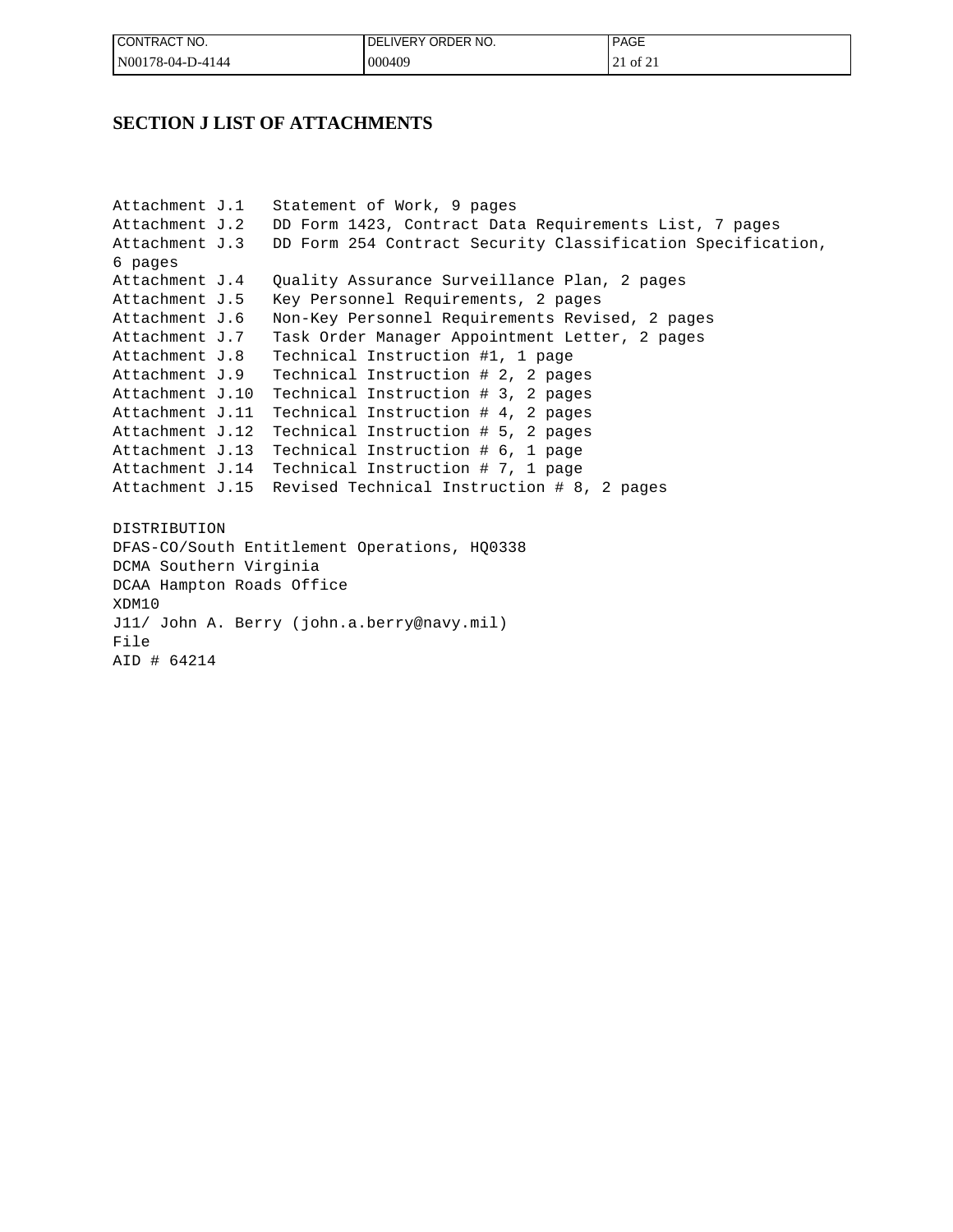## SECTION J LIST OF ATTACHMENTS

Attachment J.1 Statement of Work, 9 pages
Attachment J.2 DD Form 1423, Contract Data Requirements List, 7 pages
Attachment J.3 DD Form 254 Contract Security Classification Specification, 6 pages
Attachment J.4 Quality Assurance Surveillance Plan, 2 pages
Attachment J.5 Key Personnel Requirements, 2 pages
Attachment J.6 Non-Key Personnel Requirements Revised, 2 pages
Attachment J.7 Task Order Manager Appointment Letter, 2 pages
Attachment J.8 Technical Instruction #1, 1 page
Attachment J.9 Technical Instruction # 2, 2 pages
Attachment J.10 Technical Instruction # 3, 2 pages
Attachment J.11 Technical Instruction # 4, 2 pages
Attachment J.12 Technical Instruction # 5, 2 pages
Attachment J.13 Technical Instruction # 6, 1 page
Attachment J.14 Technical Instruction # 7, 1 page
Attachment J.15 Revised Technical Instruction # 8, 2 pages

DISTRIBUTION
DFAS-CO/South Entitlement Operations, HQ0338
DCMA Southern Virginia
DCAA Hampton Roads Office
XDM10
J11/ John A. Berry (john.a.berry@navy.mil)
File
AID # 64214